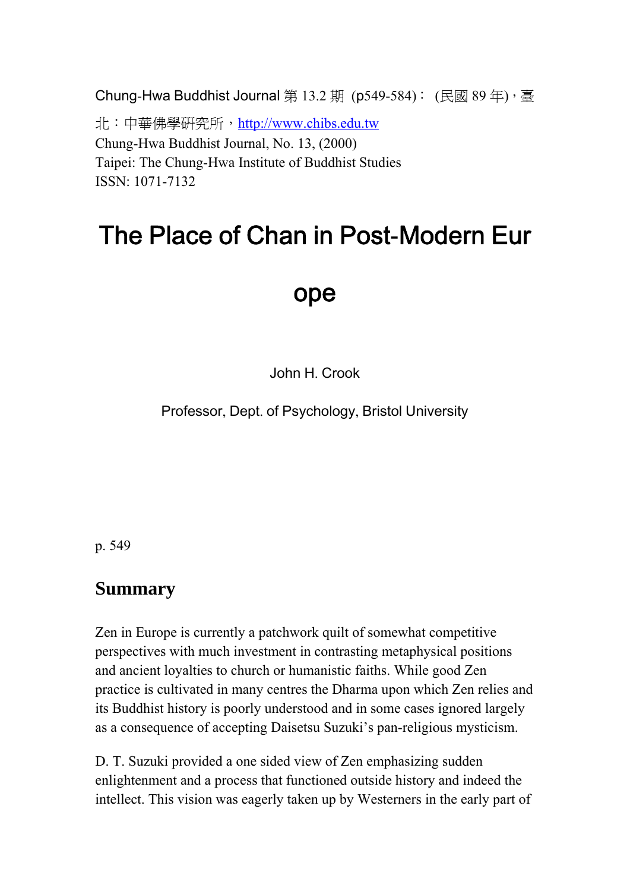Chung-Hwa Buddhist Journal 第 13.2 期 (p549-584)： (民國 89 年)，臺北：中華佛學研究所，http://www.chibs.edu.tw
Chung-Hwa Buddhist Journal, No. 13, (2000)
Taipei: The Chung-Hwa Institute of Buddhist Studies
ISSN: 1071-7132

# The Place of Chan in Post-Modern Europe

John H. Crook

Professor, Dept. of Psychology, Bristol University

p. 549

## Summary

Zen in Europe is currently a patchwork quilt of somewhat competitive perspectives with much investment in contrasting metaphysical positions and ancient loyalties to church or humanistic faiths. While good Zen practice is cultivated in many centres the Dharma upon which Zen relies and its Buddhist history is poorly understood and in some cases ignored largely as a consequence of accepting Daisetsu Suzuki's pan-religious mysticism.

D. T. Suzuki provided a one sided view of Zen emphasizing sudden enlightenment and a process that functioned outside history and indeed the intellect. This vision was eagerly taken up by Westerners in the early part of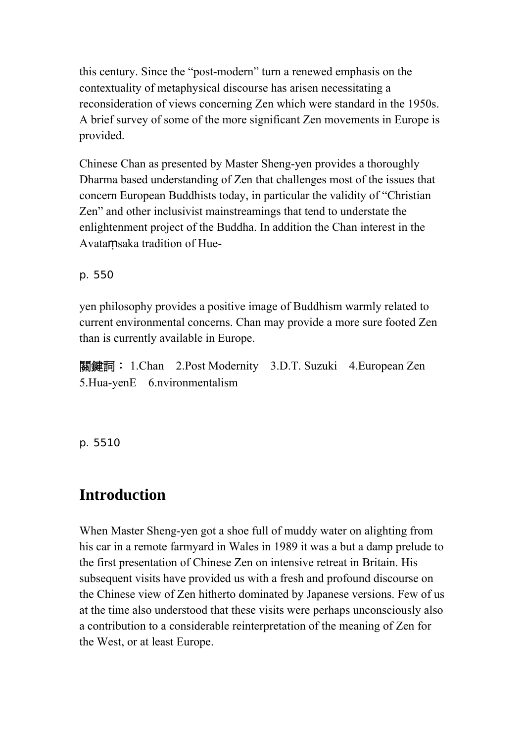this century. Since the "post-modern" turn a renewed emphasis on the contextuality of metaphysical discourse has arisen necessitating a reconsideration of views concerning Zen which were standard in the 1950s. A brief survey of some of the more significant Zen movements in Europe is provided.

Chinese Chan as presented by Master Sheng-yen provides a thoroughly Dharma based understanding of Zen that challenges most of the issues that concern European Buddhists today, in particular the validity of "Christian Zen" and other inclusivist mainstreamings that tend to understate the enlightenment project of the Buddha. In addition the Chan interest in the Avataṃsaka tradition of Hue-

p. 550

yen philosophy provides a positive image of Buddhism warmly related to current environmental concerns. Chan may provide a more sure footed Zen than is currently available in Europe.

關鍵詞： 1.Chan　2.Post Modernity　3.D.T. Suzuki　4.European Zen　5.Hua-yenE　6.nvironmentalism

p. 5510

## Introduction

When Master Sheng-yen got a shoe full of muddy water on alighting from his car in a remote farmyard in Wales in 1989 it was a but a damp prelude to the first presentation of Chinese Zen on intensive retreat in Britain. His subsequent visits have provided us with a fresh and profound discourse on the Chinese view of Zen hitherto dominated by Japanese versions. Few of us at the time also understood that these visits were perhaps unconsciously also a contribution to a considerable reinterpretation of the meaning of Zen for the West, or at least Europe.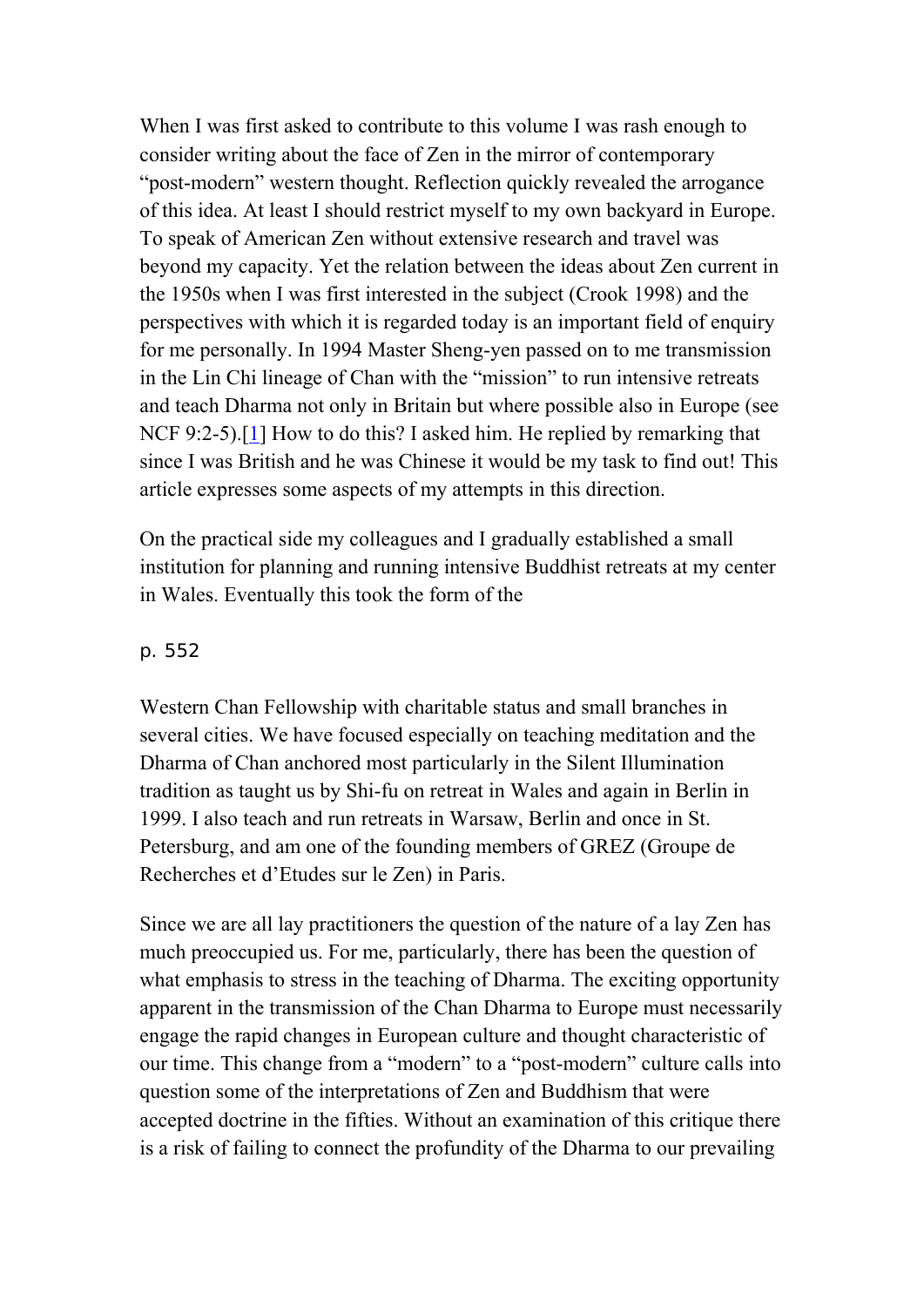When I was first asked to contribute to this volume I was rash enough to consider writing about the face of Zen in the mirror of contemporary “post-modern” western thought. Reflection quickly revealed the arrogance of this idea. At least I should restrict myself to my own backyard in Europe. To speak of American Zen without extensive research and travel was beyond my capacity. Yet the relation between the ideas about Zen current in the 1950s when I was first interested in the subject (Crook 1998) and the perspectives with which it is regarded today is an important field of enquiry for me personally. In 1994 Master Sheng-yen passed on to me transmission in the Lin Chi lineage of Chan with the “mission” to run intensive retreats and teach Dharma not only in Britain but where possible also in Europe (see NCF 9:2-5).[1] How to do this? I asked him. He replied by remarking that since I was British and he was Chinese it would be my task to find out! This article expresses some aspects of my attempts in this direction.

On the practical side my colleagues and I gradually established a small institution for planning and running intensive Buddhist retreats at my center in Wales. Eventually this took the form of the

p. 552

Western Chan Fellowship with charitable status and small branches in several cities. We have focused especially on teaching meditation and the Dharma of Chan anchored most particularly in the Silent Illumination tradition as taught us by Shi-fu on retreat in Wales and again in Berlin in 1999. I also teach and run retreats in Warsaw, Berlin and once in St. Petersburg, and am one of the founding members of GREZ (Groupe de Recherches et d’Etudes sur le Zen) in Paris.

Since we are all lay practitioners the question of the nature of a lay Zen has much preoccupied us. For me, particularly, there has been the question of what emphasis to stress in the teaching of Dharma. The exciting opportunity apparent in the transmission of the Chan Dharma to Europe must necessarily engage the rapid changes in European culture and thought characteristic of our time. This change from a “modern” to a “post-modern” culture calls into question some of the interpretations of Zen and Buddhism that were accepted doctrine in the fifties. Without an examination of this critique there is a risk of failing to connect the profundity of the Dharma to our prevailing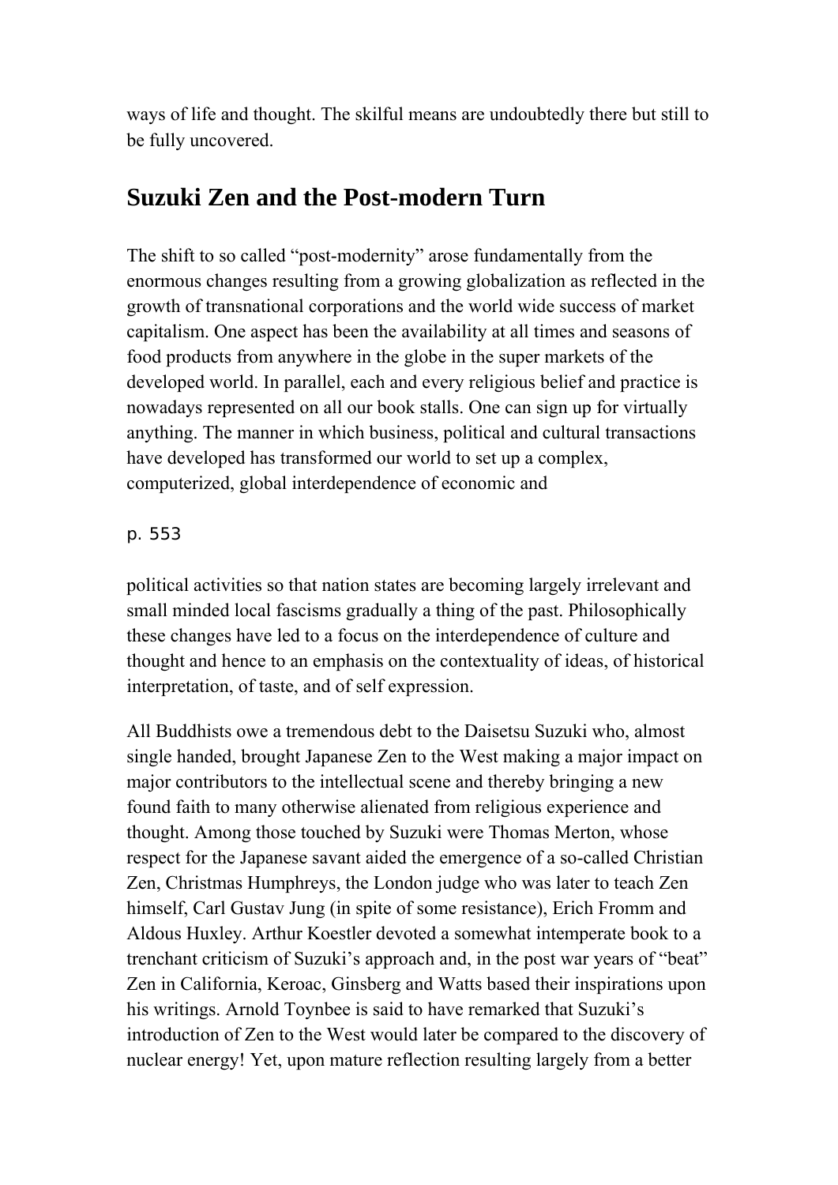ways of life and thought. The skilful means are undoubtedly there but still to be fully uncovered.

## Suzuki Zen and the Post-modern Turn

The shift to so called "post-modernity" arose fundamentally from the enormous changes resulting from a growing globalization as reflected in the growth of transnational corporations and the world wide success of market capitalism. One aspect has been the availability at all times and seasons of food products from anywhere in the globe in the super markets of the developed world. In parallel, each and every religious belief and practice is nowadays represented on all our book stalls. One can sign up for virtually anything. The manner in which business, political and cultural transactions have developed has transformed our world to set up a complex, computerized, global interdependence of economic and political activities so that nation states are becoming largely irrelevant and small minded local fascisms gradually a thing of the past. Philosophically these changes have led to a focus on the interdependence of culture and thought and hence to an emphasis on the contextuality of ideas, of historical interpretation, of taste, and of self expression.

All Buddhists owe a tremendous debt to the Daisetsu Suzuki who, almost single handed, brought Japanese Zen to the West making a major impact on major contributors to the intellectual scene and thereby bringing a new found faith to many otherwise alienated from religious experience and thought. Among those touched by Suzuki were Thomas Merton, whose respect for the Japanese savant aided the emergence of a so-called Christian Zen, Christmas Humphreys, the London judge who was later to teach Zen himself, Carl Gustav Jung (in spite of some resistance), Erich Fromm and Aldous Huxley. Arthur Koestler devoted a somewhat intemperate book to a trenchant criticism of Suzuki's approach and, in the post war years of "beat" Zen in California, Keroac, Ginsberg and Watts based their inspirations upon his writings. Arnold Toynbee is said to have remarked that Suzuki's introduction of Zen to the West would later be compared to the discovery of nuclear energy! Yet, upon mature reflection resulting largely from a better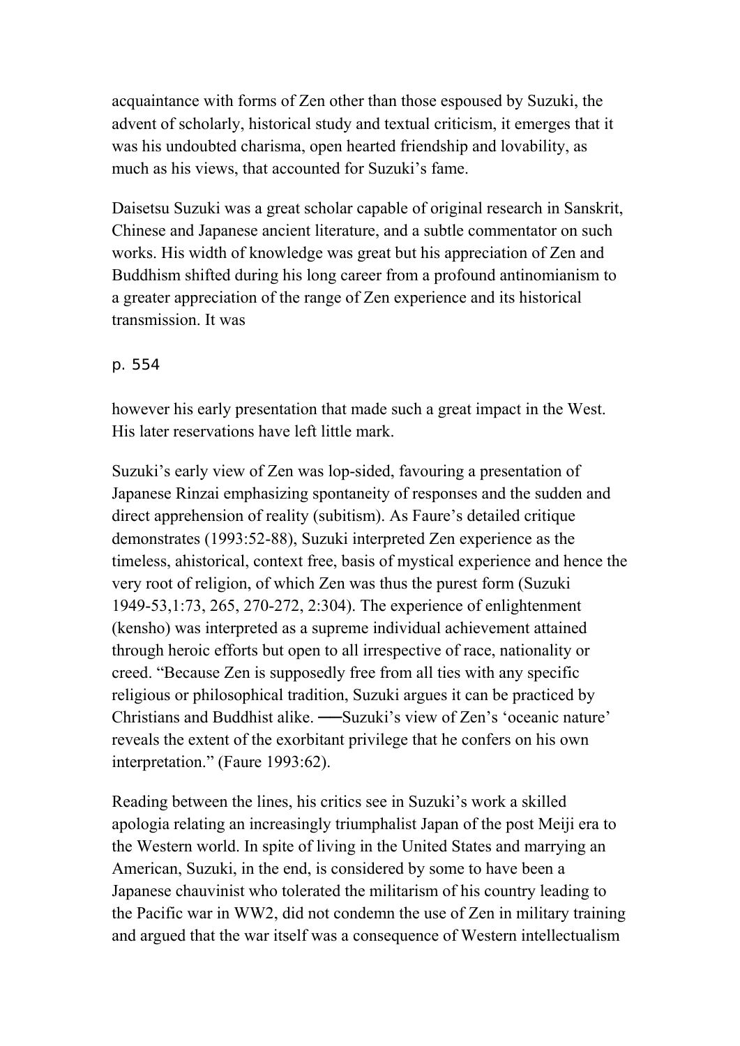acquaintance with forms of Zen other than those espoused by Suzuki, the advent of scholarly, historical study and textual criticism, it emerges that it was his undoubted charisma, open hearted friendship and lovability, as much as his views, that accounted for Suzuki's fame.

Daisetsu Suzuki was a great scholar capable of original research in Sanskrit, Chinese and Japanese ancient literature, and a subtle commentator on such works. His width of knowledge was great but his appreciation of Zen and Buddhism shifted during his long career from a profound antinomianism to a greater appreciation of the range of Zen experience and its historical transmission. It was however his early presentation that made such a great impact in the West. His later reservations have left little mark.

Suzuki's early view of Zen was lop-sided, favouring a presentation of Japanese Rinzai emphasizing spontaneity of responses and the sudden and direct apprehension of reality (subitism). As Faure's detailed critique demonstrates (1993:52-88), Suzuki interpreted Zen experience as the timeless, ahistorical, context free, basis of mystical experience and hence the very root of religion, of which Zen was thus the purest form (Suzuki 1949-53,1:73, 265, 270-272, 2:304). The experience of enlightenment (kensho) was interpreted as a supreme individual achievement attained through heroic efforts but open to all irrespective of race, nationality or creed. "Because Zen is supposedly free from all ties with any specific religious or philosophical tradition, Suzuki argues it can be practiced by Christians and Buddhist alike. ──Suzuki's view of Zen's 'oceanic nature' reveals the extent of the exorbitant privilege that he confers on his own interpretation." (Faure 1993:62).

Reading between the lines, his critics see in Suzuki's work a skilled apologia relating an increasingly triumphalist Japan of the post Meiji era to the Western world. In spite of living in the United States and marrying an American, Suzuki, in the end, is considered by some to have been a Japanese chauvinist who tolerated the militarism of his country leading to the Pacific war in WW2, did not condemn the use of Zen in military training and argued that the war itself was a consequence of Western intellectualism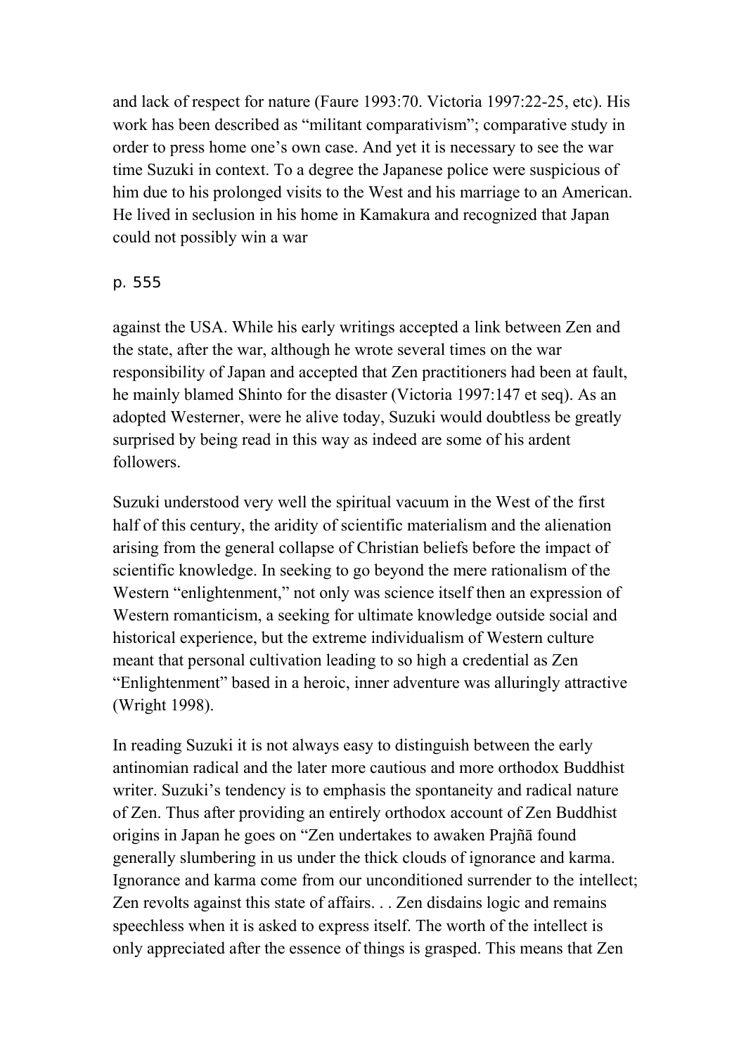and lack of respect for nature (Faure 1993:70. Victoria 1997:22-25, etc). His work has been described as "militant comparativism"; comparative study in order to press home one's own case. And yet it is necessary to see the war time Suzuki in context. To a degree the Japanese police were suspicious of him due to his prolonged visits to the West and his marriage to an American. He lived in seclusion in his home in Kamakura and recognized that Japan could not possibly win a war

p. 555

against the USA. While his early writings accepted a link between Zen and the state, after the war, although he wrote several times on the war responsibility of Japan and accepted that Zen practitioners had been at fault, he mainly blamed Shinto for the disaster (Victoria 1997:147 et seq). As an adopted Westerner, were he alive today, Suzuki would doubtless be greatly surprised by being read in this way as indeed are some of his ardent followers.

Suzuki understood very well the spiritual vacuum in the West of the first half of this century, the aridity of scientific materialism and the alienation arising from the general collapse of Christian beliefs before the impact of scientific knowledge. In seeking to go beyond the mere rationalism of the Western "enlightenment," not only was science itself then an expression of Western romanticism, a seeking for ultimate knowledge outside social and historical experience, but the extreme individualism of Western culture meant that personal cultivation leading to so high a credential as Zen "Enlightenment" based in a heroic, inner adventure was alluringly attractive (Wright 1998).

In reading Suzuki it is not always easy to distinguish between the early antinomian radical and the later more cautious and more orthodox Buddhist writer. Suzuki's tendency is to emphasis the spontaneity and radical nature of Zen. Thus after providing an entirely orthodox account of Zen Buddhist origins in Japan he goes on "Zen undertakes to awaken Prajñā found generally slumbering in us under the thick clouds of ignorance and karma. Ignorance and karma come from our unconditioned surrender to the intellect; Zen revolts against this state of affairs. . . Zen disdains logic and remains speechless when it is asked to express itself. The worth of the intellect is only appreciated after the essence of things is grasped. This means that Zen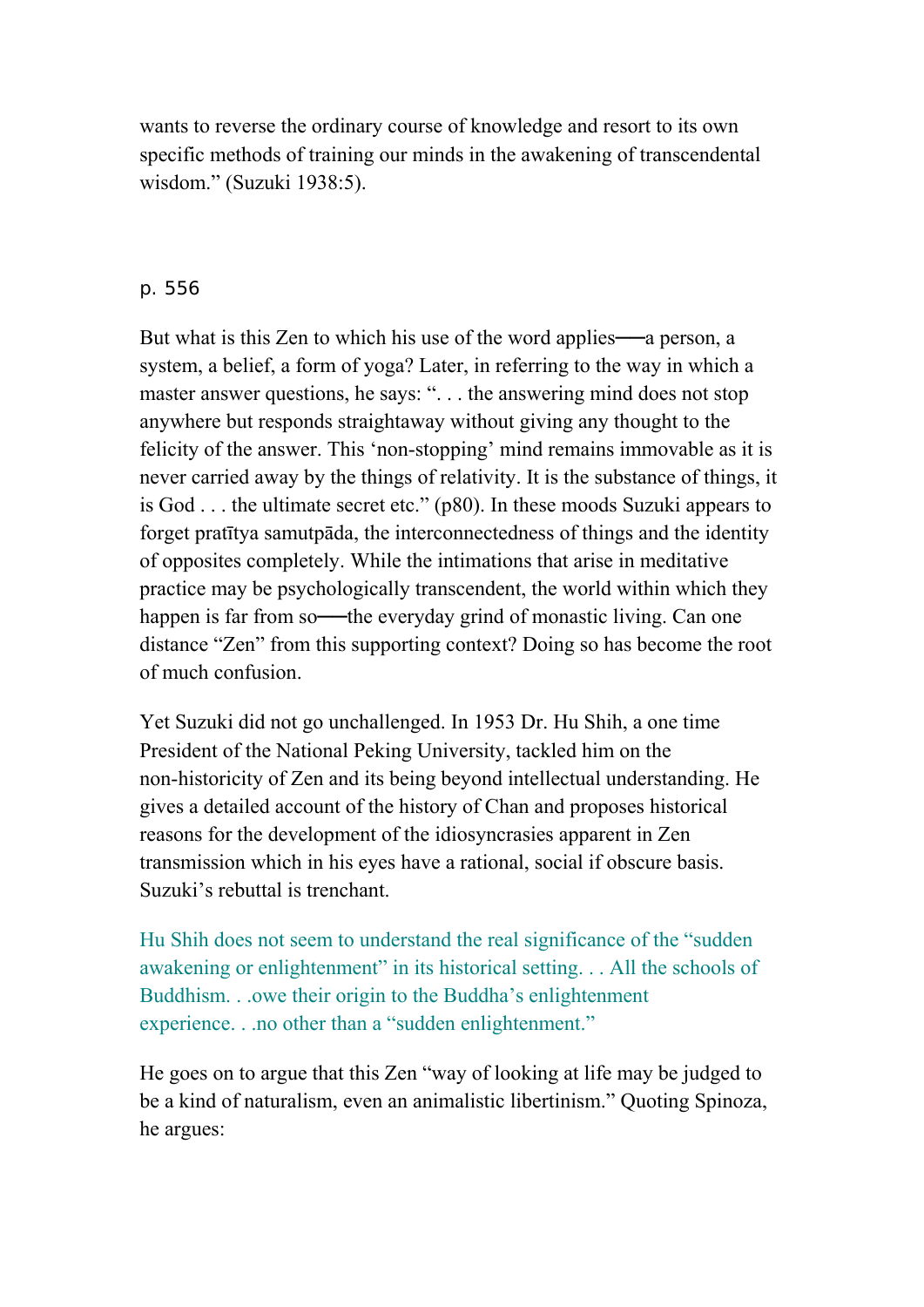wants to reverse the ordinary course of knowledge and resort to its own specific methods of training our minds in the awakening of transcendental wisdom." (Suzuki 1938:5).

p. 556

But what is this Zen to which his use of the word applies──a person, a system, a belief, a form of yoga? Later, in referring to the way in which a master answer questions, he says: ". . . the answering mind does not stop anywhere but responds straightaway without giving any thought to the felicity of the answer. This 'non-stopping' mind remains immovable as it is never carried away by the things of relativity. It is the substance of things, it is God . . . the ultimate secret etc." (p80). In these moods Suzuki appears to forget pratītya samutpāda, the interconnectedness of things and the identity of opposites completely. While the intimations that arise in meditative practice may be psychologically transcendent, the world within which they happen is far from so──the everyday grind of monastic living. Can one distance "Zen" from this supporting context? Doing so has become the root of much confusion.

Yet Suzuki did not go unchallenged. In 1953 Dr. Hu Shih, a one time President of the National Peking University, tackled him on the non-historicity of Zen and its being beyond intellectual understanding. He gives a detailed account of the history of Chan and proposes historical reasons for the development of the idiosyncrasies apparent in Zen transmission which in his eyes have a rational, social if obscure basis. Suzuki's rebuttal is trenchant.

> Hu Shih does not seem to understand the real significance of the "sudden awakening or enlightenment" in its historical setting. . . All the schools of Buddhism. . .owe their origin to the Buddha's enlightenment experience. . .no other than a "sudden enlightenment."

He goes on to argue that this Zen "way of looking at life may be judged to be a kind of naturalism, even an animalistic libertinism." Quoting Spinoza, he argues: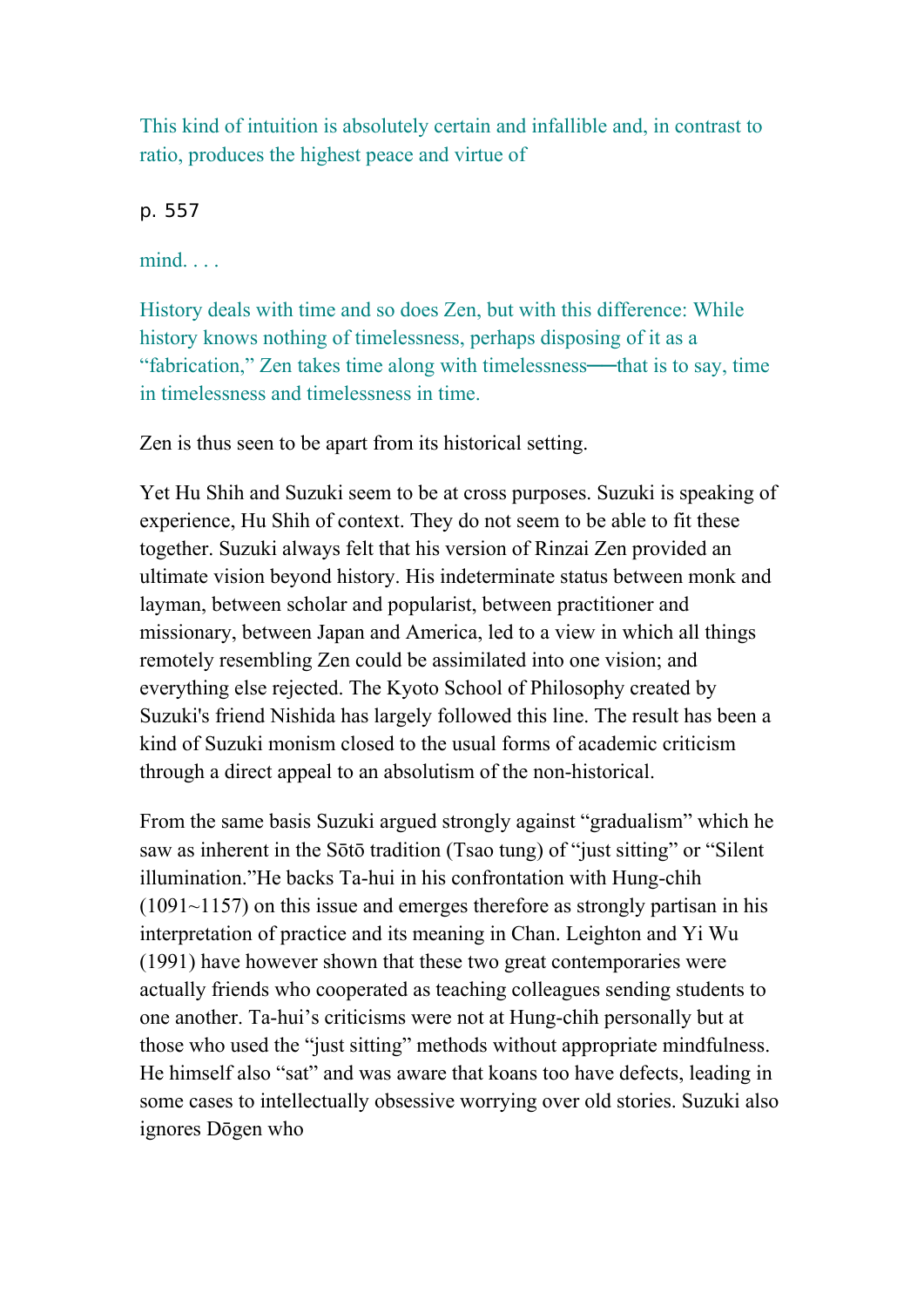This kind of intuition is absolutely certain and infallible and, in contrast to ratio, produces the highest peace and virtue of

p. 557

mind. . . .

History deals with time and so does Zen, but with this difference: While history knows nothing of timelessness, perhaps disposing of it as a “fabrication,” Zen takes time along with timelessness──that is to say, time in timelessness and timelessness in time.

Zen is thus seen to be apart from its historical setting.

Yet Hu Shih and Suzuki seem to be at cross purposes. Suzuki is speaking of experience, Hu Shih of context. They do not seem to be able to fit these together. Suzuki always felt that his version of Rinzai Zen provided an ultimate vision beyond history. His indeterminate status between monk and layman, between scholar and popularist, between practitioner and missionary, between Japan and America, led to a view in which all things remotely resembling Zen could be assimilated into one vision; and everything else rejected. The Kyoto School of Philosophy created by Suzuki's friend Nishida has largely followed this line. The result has been a kind of Suzuki monism closed to the usual forms of academic criticism through a direct appeal to an absolutism of the non-historical.

From the same basis Suzuki argued strongly against “gradualism” which he saw as inherent in the Sōtō tradition (Tsao tung) of “just sitting” or “Silent illumination.”He backs Ta-hui in his confrontation with Hung-chih (1091~1157) on this issue and emerges therefore as strongly partisan in his interpretation of practice and its meaning in Chan. Leighton and Yi Wu (1991) have however shown that these two great contemporaries were actually friends who cooperated as teaching colleagues sending students to one another. Ta-hui’s criticisms were not at Hung-chih personally but at those who used the “just sitting” methods without appropriate mindfulness. He himself also “sat” and was aware that koans too have defects, leading in some cases to intellectually obsessive worrying over old stories. Suzuki also ignores Dōgen who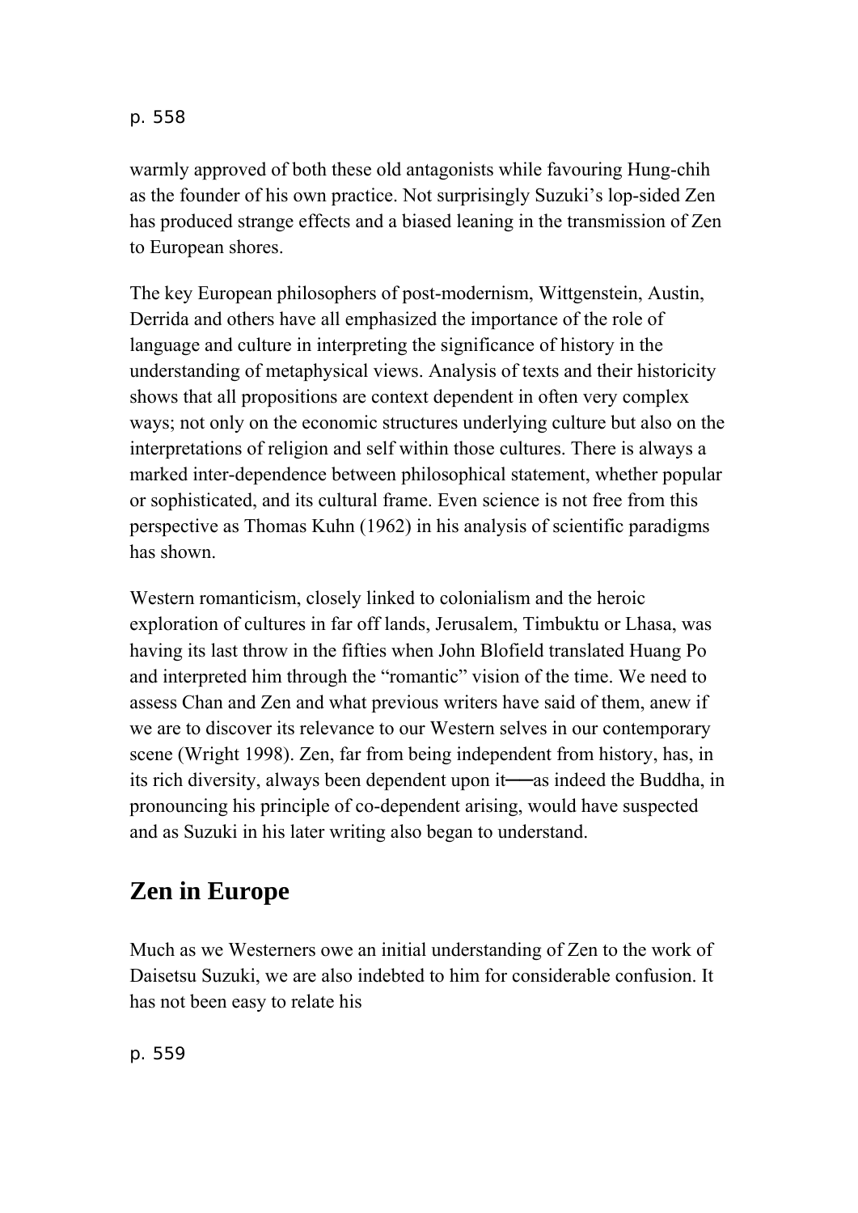warmly approved of both these old antagonists while favouring Hung-chih as the founder of his own practice. Not surprisingly Suzuki's lop-sided Zen has produced strange effects and a biased leaning in the transmission of Zen to European shores.

The key European philosophers of post-modernism, Wittgenstein, Austin, Derrida and others have all emphasized the importance of the role of language and culture in interpreting the significance of history in the understanding of metaphysical views. Analysis of texts and their historicity shows that all propositions are context dependent in often very complex ways; not only on the economic structures underlying culture but also on the interpretations of religion and self within those cultures. There is always a marked inter-dependence between philosophical statement, whether popular or sophisticated, and its cultural frame. Even science is not free from this perspective as Thomas Kuhn (1962) in his analysis of scientific paradigms has shown.

Western romanticism, closely linked to colonialism and the heroic exploration of cultures in far off lands, Jerusalem, Timbuktu or Lhasa, was having its last throw in the fifties when John Blofield translated Huang Po and interpreted him through the "romantic" vision of the time. We need to assess Chan and Zen and what previous writers have said of them, anew if we are to discover its relevance to our Western selves in our contemporary scene (Wright 1998). Zen, far from being independent from history, has, in its rich diversity, always been dependent upon it—as indeed the Buddha, in pronouncing his principle of co-dependent arising, would have suspected and as Suzuki in his later writing also began to understand.

## Zen in Europe

Much as we Westerners owe an initial understanding of Zen to the work of Daisetsu Suzuki, we are also indebted to him for considerable confusion. It has not been easy to relate his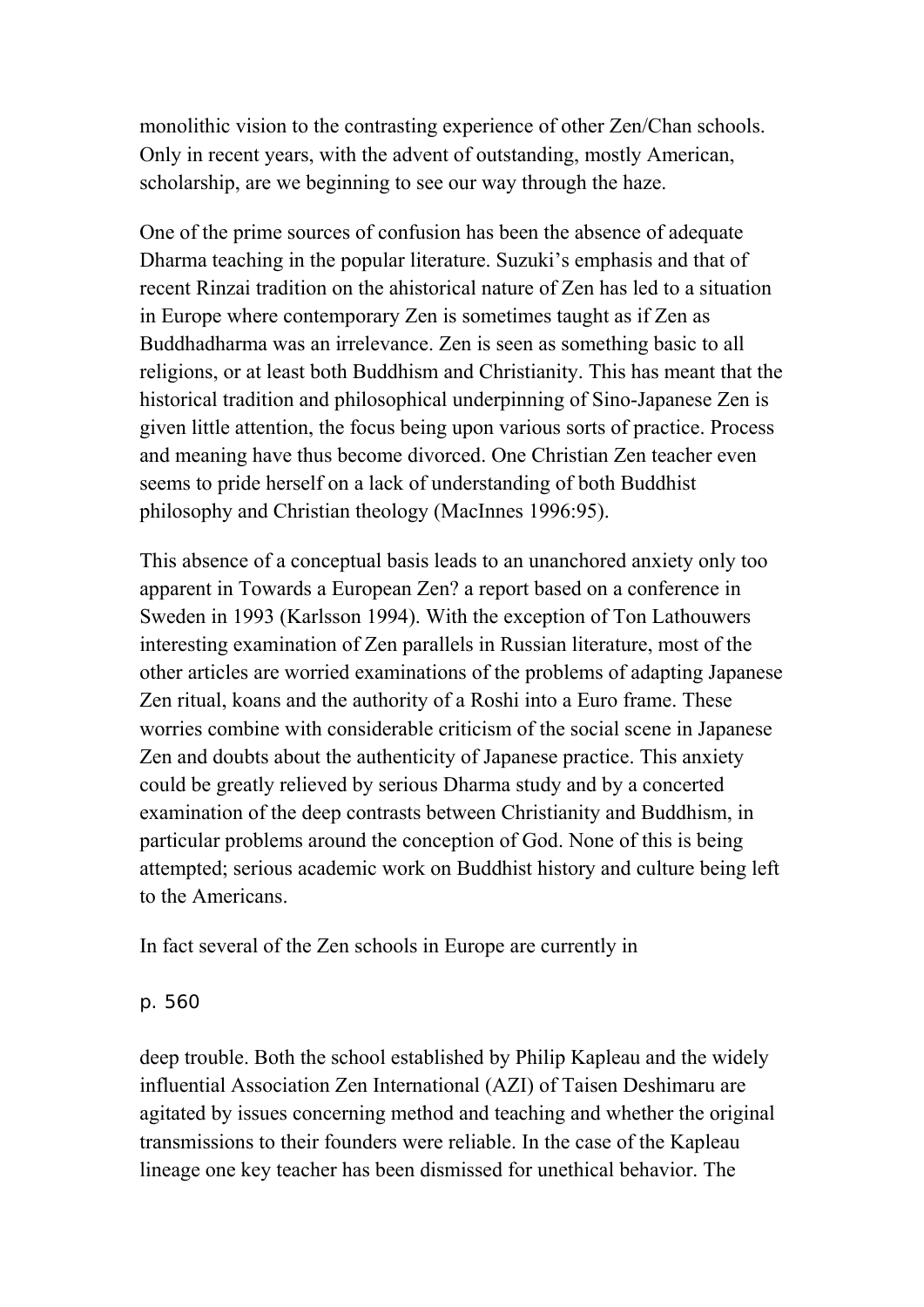monolithic vision to the contrasting experience of other Zen/Chan schools. Only in recent years, with the advent of outstanding, mostly American, scholarship, are we beginning to see our way through the haze.

One of the prime sources of confusion has been the absence of adequate Dharma teaching in the popular literature. Suzuki's emphasis and that of recent Rinzai tradition on the ahistorical nature of Zen has led to a situation in Europe where contemporary Zen is sometimes taught as if Zen as Buddhadharma was an irrelevance. Zen is seen as something basic to all religions, or at least both Buddhism and Christianity. This has meant that the historical tradition and philosophical underpinning of Sino-Japanese Zen is given little attention, the focus being upon various sorts of practice. Process and meaning have thus become divorced. One Christian Zen teacher even seems to pride herself on a lack of understanding of both Buddhist philosophy and Christian theology (MacInnes 1996:95).

This absence of a conceptual basis leads to an unanchored anxiety only too apparent in Towards a European Zen? a report based on a conference in Sweden in 1993 (Karlsson 1994). With the exception of Ton Lathouwers interesting examination of Zen parallels in Russian literature, most of the other articles are worried examinations of the problems of adapting Japanese Zen ritual, koans and the authority of a Roshi into a Euro frame. These worries combine with considerable criticism of the social scene in Japanese Zen and doubts about the authenticity of Japanese practice. This anxiety could be greatly relieved by serious Dharma study and by a concerted examination of the deep contrasts between Christianity and Buddhism, in particular problems around the conception of God. None of this is being attempted; serious academic work on Buddhist history and culture being left to the Americans.

In fact several of the Zen schools in Europe are currently in

p. 560

deep trouble. Both the school established by Philip Kapleau and the widely influential Association Zen International (AZI) of Taisen Deshimaru are agitated by issues concerning method and teaching and whether the original transmissions to their founders were reliable. In the case of the Kapleau lineage one key teacher has been dismissed for unethical behavior. The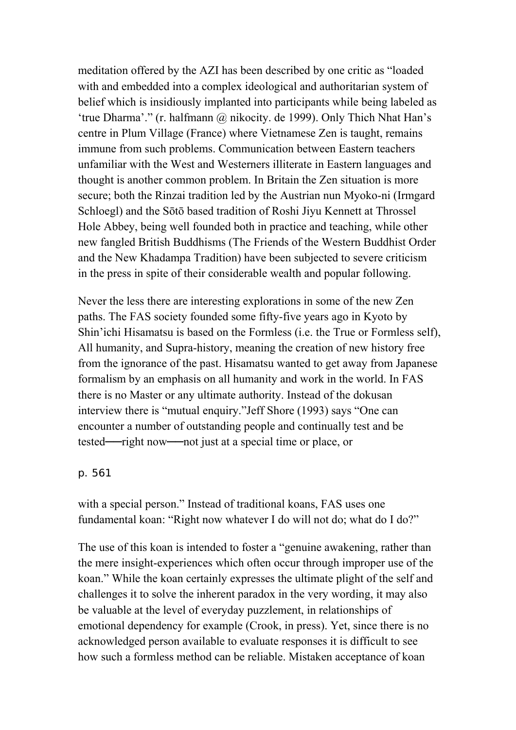meditation offered by the AZI has been described by one critic as "loaded with and embedded into a complex ideological and authoritarian system of belief which is insidiously implanted into participants while being labeled as 'true Dharma'." (r. halfmann @ nikocity. de 1999). Only Thich Nhat Han's centre in Plum Village (France) where Vietnamese Zen is taught, remains immune from such problems. Communication between Eastern teachers unfamiliar with the West and Westerners illiterate in Eastern languages and thought is another common problem. In Britain the Zen situation is more secure; both the Rinzai tradition led by the Austrian nun Myoko-ni (Irmgard Schloegl) and the Sōtō based tradition of Roshi Jiyu Kennett at Throssel Hole Abbey, being well founded both in practice and teaching, while other new fangled British Buddhisms (The Friends of the Western Buddhist Order and the New Khadampa Tradition) have been subjected to severe criticism in the press in spite of their considerable wealth and popular following.

Never the less there are interesting explorations in some of the new Zen paths. The FAS society founded some fifty-five years ago in Kyoto by Shin'ichi Hisamatsu is based on the Formless (i.e. the True or Formless self), All humanity, and Supra-history, meaning the creation of new history free from the ignorance of the past. Hisamatsu wanted to get away from Japanese formalism by an emphasis on all humanity and work in the world. In FAS there is no Master or any ultimate authority. Instead of the dokusan interview there is "mutual enquiry."Jeff Shore (1993) says "One can encounter a number of outstanding people and continually test and be tested──right now──not just at a special time or place, or with a special person." Instead of traditional koans, FAS uses one fundamental koan: "Right now whatever I do will not do; what do I do?"

The use of this koan is intended to foster a "genuine awakening, rather than the mere insight-experiences which often occur through improper use of the koan." While the koan certainly expresses the ultimate plight of the self and challenges it to solve the inherent paradox in the very wording, it may also be valuable at the level of everyday puzzlement, in relationships of emotional dependency for example (Crook, in press). Yet, since there is no acknowledged person available to evaluate responses it is difficult to see how such a formless method can be reliable. Mistaken acceptance of koan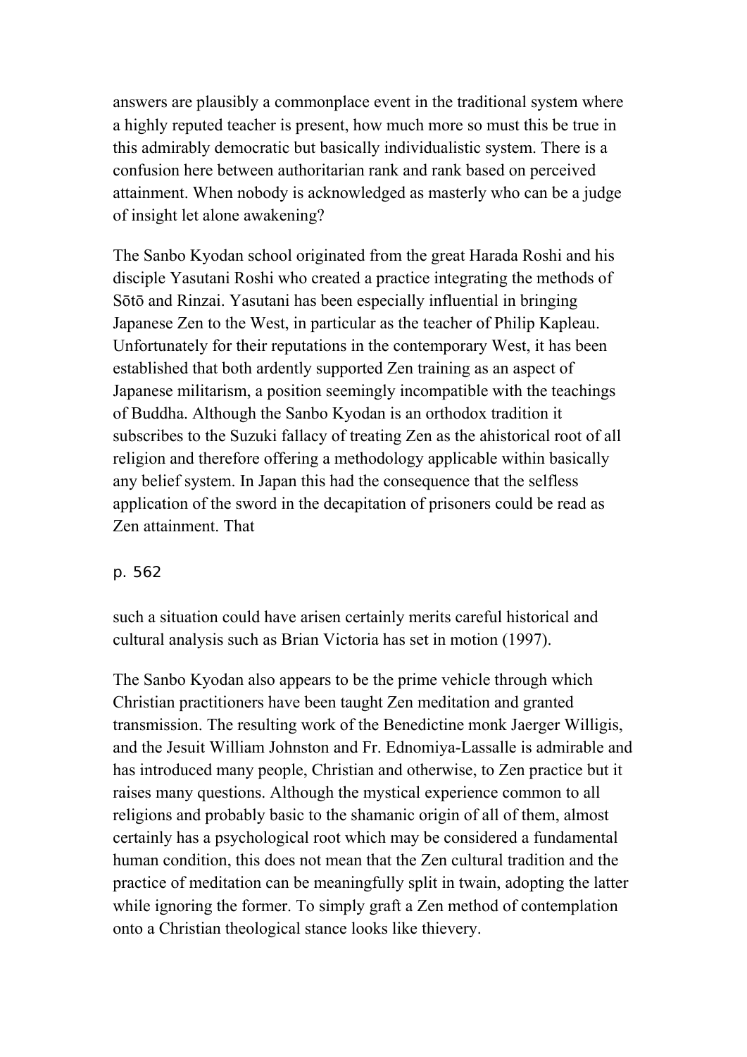answers are plausibly a commonplace event in the traditional system where a highly reputed teacher is present, how much more so must this be true in this admirably democratic but basically individualistic system. There is a confusion here between authoritarian rank and rank based on perceived attainment. When nobody is acknowledged as masterly who can be a judge of insight let alone awakening?

The Sanbo Kyodan school originated from the great Harada Roshi and his disciple Yasutani Roshi who created a practice integrating the methods of Sōtō and Rinzai. Yasutani has been especially influential in bringing Japanese Zen to the West, in particular as the teacher of Philip Kapleau. Unfortunately for their reputations in the contemporary West, it has been established that both ardently supported Zen training as an aspect of Japanese militarism, a position seemingly incompatible with the teachings of Buddha. Although the Sanbo Kyodan is an orthodox tradition it subscribes to the Suzuki fallacy of treating Zen as the ahistorical root of all religion and therefore offering a methodology applicable within basically any belief system. In Japan this had the consequence that the selfless application of the sword in the decapitation of prisoners could be read as Zen attainment. That such a situation could have arisen certainly merits careful historical and cultural analysis such as Brian Victoria has set in motion (1997).

The Sanbo Kyodan also appears to be the prime vehicle through which Christian practitioners have been taught Zen meditation and granted transmission. The resulting work of the Benedictine monk Jaerger Willigis, and the Jesuit William Johnston and Fr. Ednomiya-Lassalle is admirable and has introduced many people, Christian and otherwise, to Zen practice but it raises many questions. Although the mystical experience common to all religions and probably basic to the shamanic origin of all of them, almost certainly has a psychological root which may be considered a fundamental human condition, this does not mean that the Zen cultural tradition and the practice of meditation can be meaningfully split in twain, adopting the latter while ignoring the former. To simply graft a Zen method of contemplation onto a Christian theological stance looks like thievery.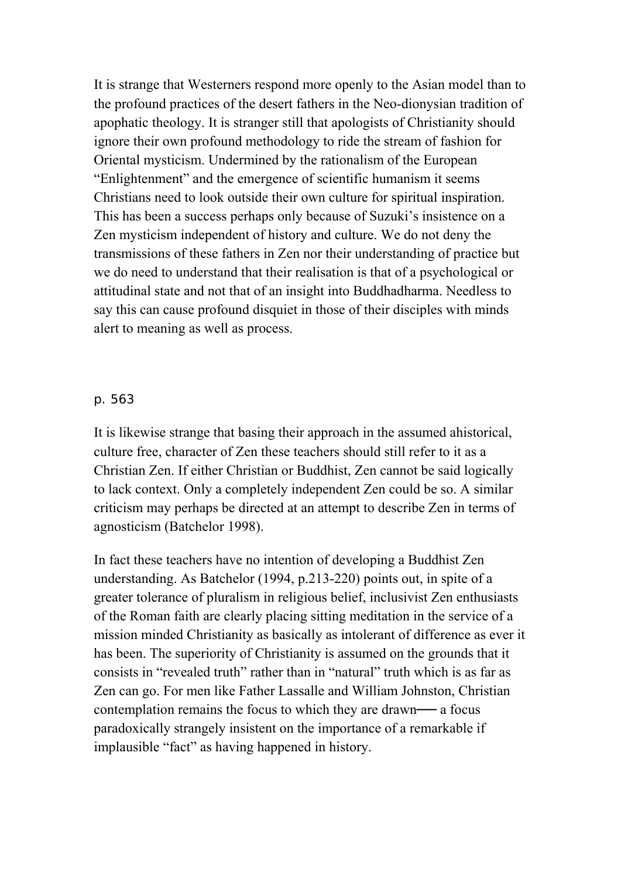It is strange that Westerners respond more openly to the Asian model than to the profound practices of the desert fathers in the Neo-dionysian tradition of apophatic theology. It is stranger still that apologists of Christianity should ignore their own profound methodology to ride the stream of fashion for Oriental mysticism. Undermined by the rationalism of the European "Enlightenment" and the emergence of scientific humanism it seems Christians need to look outside their own culture for spiritual inspiration. This has been a success perhaps only because of Suzuki's insistence on a Zen mysticism independent of history and culture. We do not deny the transmissions of these fathers in Zen nor their understanding of practice but we do need to understand that their realisation is that of a psychological or attitudinal state and not that of an insight into Buddhadharma. Needless to say this can cause profound disquiet in those of their disciples with minds alert to meaning as well as process.

p. 563

It is likewise strange that basing their approach in the assumed ahistorical, culture free, character of Zen these teachers should still refer to it as a Christian Zen. If either Christian or Buddhist, Zen cannot be said logically to lack context. Only a completely independent Zen could be so. A similar criticism may perhaps be directed at an attempt to describe Zen in terms of agnosticism (Batchelor 1998).

In fact these teachers have no intention of developing a Buddhist Zen understanding. As Batchelor (1994, p.213-220) points out, in spite of a greater tolerance of pluralism in religious belief, inclusivist Zen enthusiasts of the Roman faith are clearly placing sitting meditation in the service of a mission minded Christianity as basically as intolerant of difference as ever it has been. The superiority of Christianity is assumed on the grounds that it consists in "revealed truth" rather than in "natural" truth which is as far as Zen can go. For men like Father Lassalle and William Johnston, Christian contemplation remains the focus to which they are drawn── a focus paradoxically strangely insistent on the importance of a remarkable if implausible "fact" as having happened in history.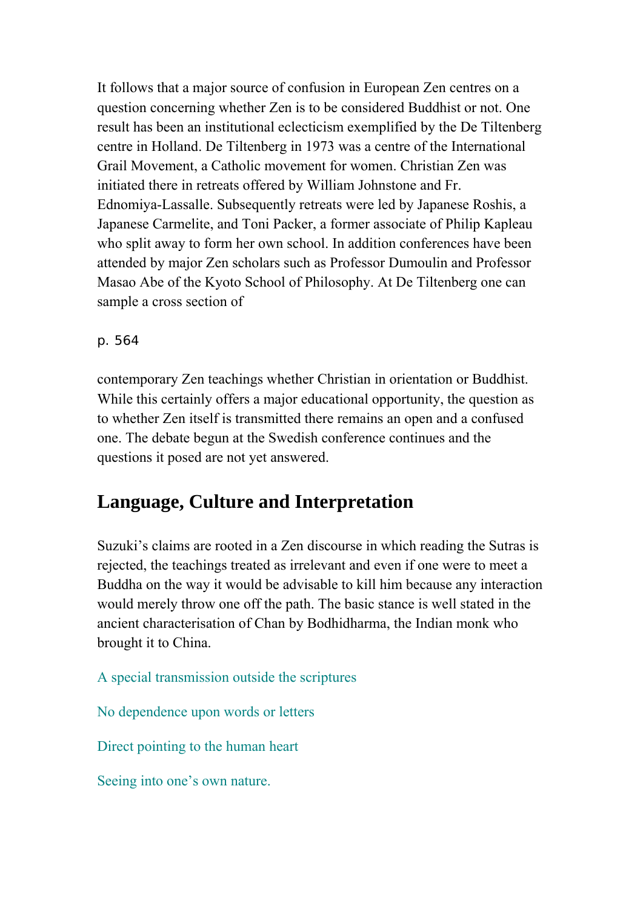It follows that a major source of confusion in European Zen centres on a question concerning whether Zen is to be considered Buddhist or not. One result has been an institutional eclecticism exemplified by the De Tiltenberg centre in Holland. De Tiltenberg in 1973 was a centre of the International Grail Movement, a Catholic movement for women. Christian Zen was initiated there in retreats offered by William Johnstone and Fr. Ednomiya-Lassalle. Subsequently retreats were led by Japanese Roshis, a Japanese Carmelite, and Toni Packer, a former associate of Philip Kapleau who split away to form her own school. In addition conferences have been attended by major Zen scholars such as Professor Dumoulin and Professor Masao Abe of the Kyoto School of Philosophy. At De Tiltenberg one can sample a cross section of

p. 564

contemporary Zen teachings whether Christian in orientation or Buddhist. While this certainly offers a major educational opportunity, the question as to whether Zen itself is transmitted there remains an open and a confused one. The debate begun at the Swedish conference continues and the questions it posed are not yet answered.

## Language, Culture and Interpretation

Suzuki's claims are rooted in a Zen discourse in which reading the Sutras is rejected, the teachings treated as irrelevant and even if one were to meet a Buddha on the way it would be advisable to kill him because any interaction would merely throw one off the path. The basic stance is well stated in the ancient characterisation of Chan by Bodhidharma, the Indian monk who brought it to China.

A special transmission outside the scriptures

No dependence upon words or letters

Direct pointing to the human heart

Seeing into one's own nature.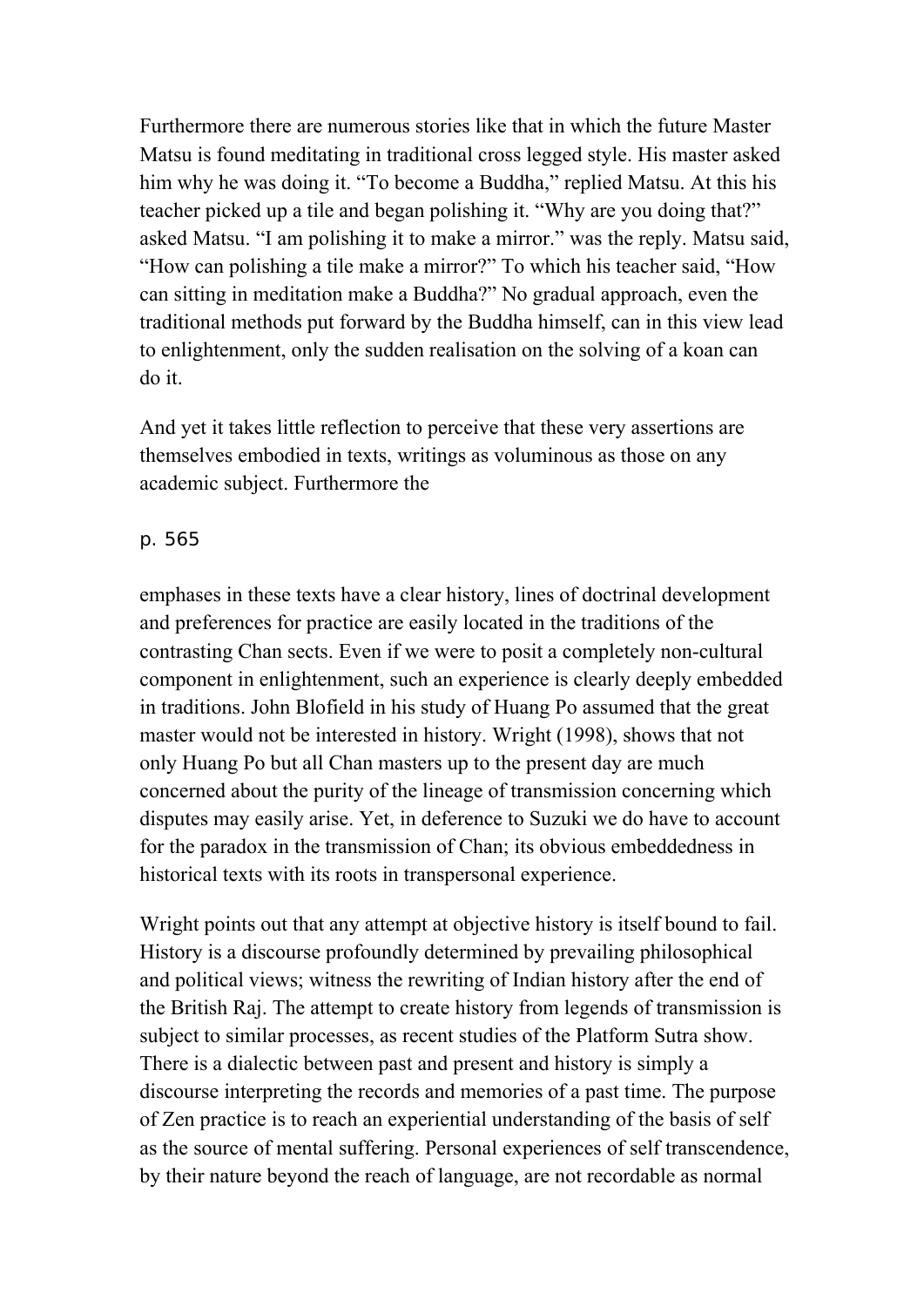Furthermore there are numerous stories like that in which the future Master Matsu is found meditating in traditional cross legged style. His master asked him why he was doing it. “To become a Buddha,” replied Matsu. At this his teacher picked up a tile and began polishing it. “Why are you doing that?” asked Matsu. “I am polishing it to make a mirror.” was the reply. Matsu said, “How can polishing a tile make a mirror?” To which his teacher said, “How can sitting in meditation make a Buddha?” No gradual approach, even the traditional methods put forward by the Buddha himself, can in this view lead to enlightenment, only the sudden realisation on the solving of a koan can do it.

And yet it takes little reflection to perceive that these very assertions are themselves embodied in texts, writings as voluminous as those on any academic subject. Furthermore the emphases in these texts have a clear history, lines of doctrinal development and preferences for practice are easily located in the traditions of the contrasting Chan sects. Even if we were to posit a completely non-cultural component in enlightenment, such an experience is clearly deeply embedded in traditions. John Blofield in his study of Huang Po assumed that the great master would not be interested in history. Wright (1998), shows that not only Huang Po but all Chan masters up to the present day are much concerned about the purity of the lineage of transmission concerning which disputes may easily arise. Yet, in deference to Suzuki we do have to account for the paradox in the transmission of Chan; its obvious embeddedness in historical texts with its roots in transpersonal experience.

Wright points out that any attempt at objective history is itself bound to fail. History is a discourse profoundly determined by prevailing philosophical and political views; witness the rewriting of Indian history after the end of the British Raj. The attempt to create history from legends of transmission is subject to similar processes, as recent studies of the Platform Sutra show. There is a dialectic between past and present and history is simply a discourse interpreting the records and memories of a past time. The purpose of Zen practice is to reach an experiential understanding of the basis of self as the source of mental suffering. Personal experiences of self transcendence, by their nature beyond the reach of language, are not recordable as normal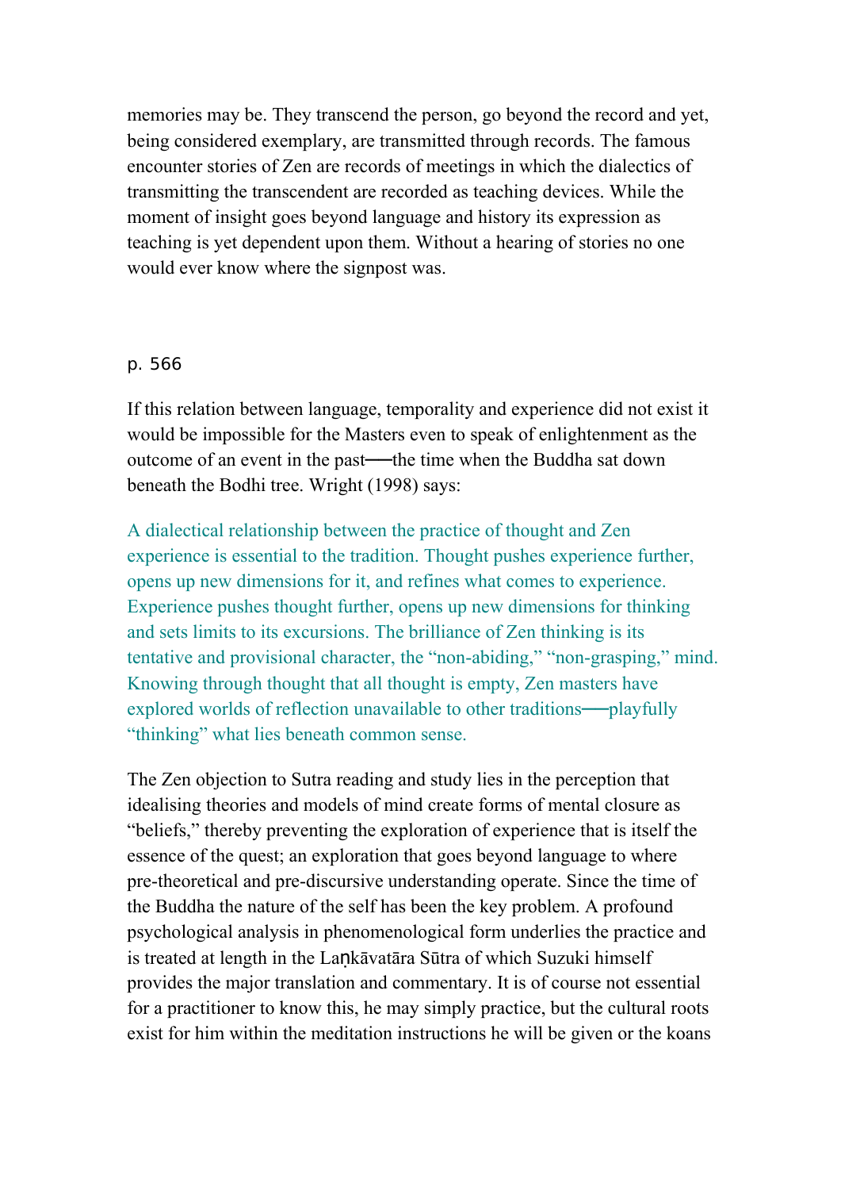memories may be. They transcend the person, go beyond the record and yet, being considered exemplary, are transmitted through records. The famous encounter stories of Zen are records of meetings in which the dialectics of transmitting the transcendent are recorded as teaching devices. While the moment of insight goes beyond language and history its expression as teaching is yet dependent upon them. Without a hearing of stories no one would ever know where the signpost was.

p. 566

If this relation between language, temporality and experience did not exist it would be impossible for the Masters even to speak of enlightenment as the outcome of an event in the past—the time when the Buddha sat down beneath the Bodhi tree. Wright (1998) says:

> A dialectical relationship between the practice of thought and Zen experience is essential to the tradition. Thought pushes experience further, opens up new dimensions for it, and refines what comes to experience. Experience pushes thought further, opens up new dimensions for thinking and sets limits to its excursions. The brilliance of Zen thinking is its tentative and provisional character, the "non-abiding," "non-grasping," mind. Knowing through thought that all thought is empty, Zen masters have explored worlds of reflection unavailable to other traditions—playfully "thinking" what lies beneath common sense.

The Zen objection to Sutra reading and study lies in the perception that idealising theories and models of mind create forms of mental closure as "beliefs," thereby preventing the exploration of experience that is itself the essence of the quest; an exploration that goes beyond language to where pre-theoretical and pre-discursive understanding operate. Since the time of the Buddha the nature of the self has been the key problem. A profound psychological analysis in phenomenological form underlies the practice and is treated at length in the Laṇkāvatāra Sūtra of which Suzuki himself provides the major translation and commentary. It is of course not essential for a practitioner to know this, he may simply practice, but the cultural roots exist for him within the meditation instructions he will be given or the koans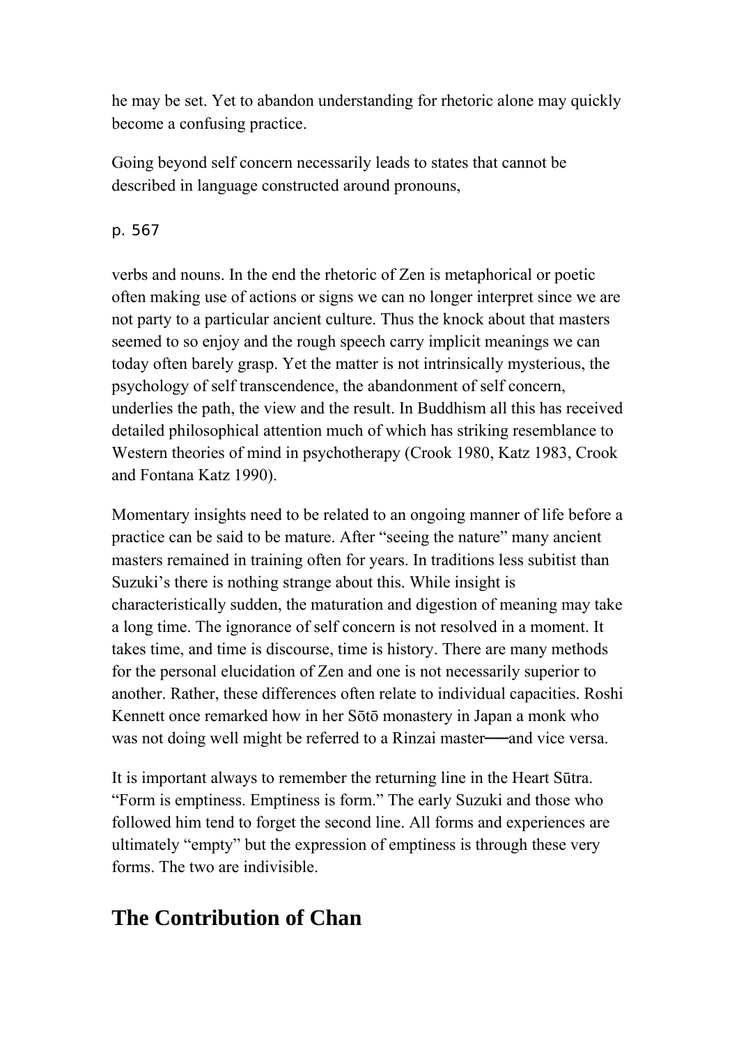he may be set. Yet to abandon understanding for rhetoric alone may quickly become a confusing practice.

Going beyond self concern necessarily leads to states that cannot be described in language constructed around pronouns, verbs and nouns. In the end the rhetoric of Zen is metaphorical or poetic often making use of actions or signs we can no longer interpret since we are not party to a particular ancient culture. Thus the knock about that masters seemed to so enjoy and the rough speech carry implicit meanings we can today often barely grasp. Yet the matter is not intrinsically mysterious, the psychology of self transcendence, the abandonment of self concern, underlies the path, the view and the result. In Buddhism all this has received detailed philosophical attention much of which has striking resemblance to Western theories of mind in psychotherapy (Crook 1980, Katz 1983, Crook and Fontana Katz 1990).

Momentary insights need to be related to an ongoing manner of life before a practice can be said to be mature. After "seeing the nature" many ancient masters remained in training often for years. In traditions less subitist than Suzuki's there is nothing strange about this. While insight is characteristically sudden, the maturation and digestion of meaning may take a long time. The ignorance of self concern is not resolved in a moment. It takes time, and time is discourse, time is history. There are many methods for the personal elucidation of Zen and one is not necessarily superior to another. Rather, these differences often relate to individual capacities. Roshi Kennett once remarked how in her Sōtō monastery in Japan a monk who was not doing well might be referred to a Rinzai master—and vice versa.

It is important always to remember the returning line in the Heart Sūtra. "Form is emptiness. Emptiness is form." The early Suzuki and those who followed him tend to forget the second line. All forms and experiences are ultimately "empty" but the expression of emptiness is through these very forms. The two are indivisible.

## The Contribution of Chan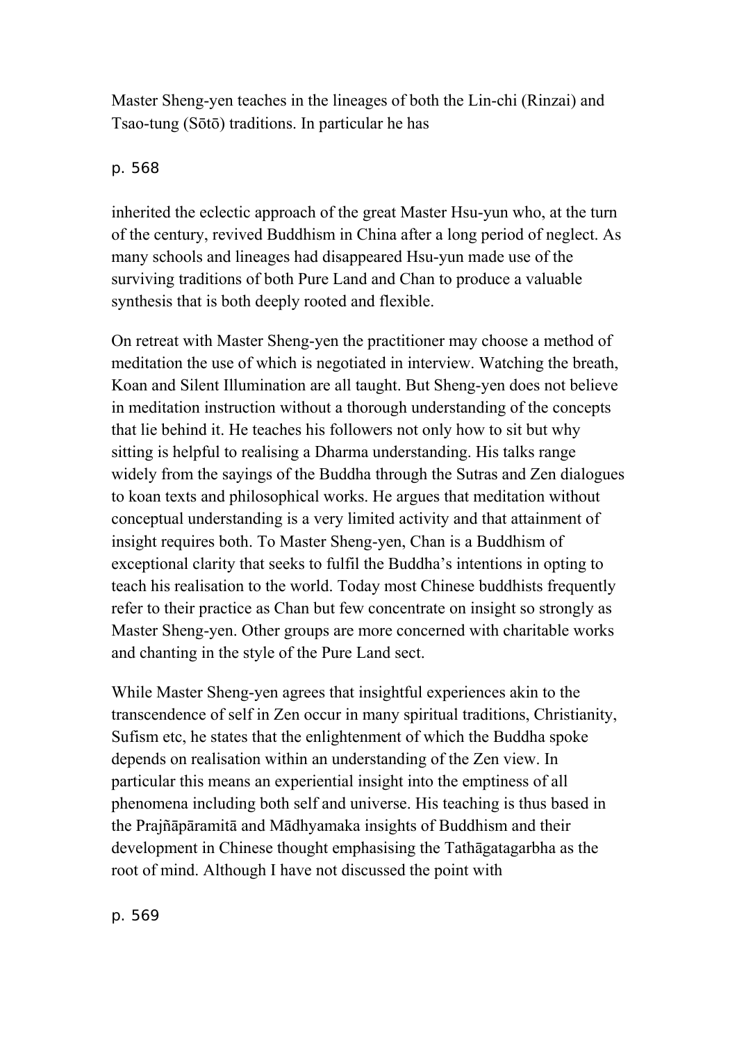Master Sheng-yen teaches in the lineages of both the Lin-chi (Rinzai) and Tsao-tung (Sōtō) traditions. In particular he has inherited the eclectic approach of the great Master Hsu-yun who, at the turn of the century, revived Buddhism in China after a long period of neglect. As many schools and lineages had disappeared Hsu-yun made use of the surviving traditions of both Pure Land and Chan to produce a valuable synthesis that is both deeply rooted and flexible.

On retreat with Master Sheng-yen the practitioner may choose a method of meditation the use of which is negotiated in interview. Watching the breath, Koan and Silent Illumination are all taught. But Sheng-yen does not believe in meditation instruction without a thorough understanding of the concepts that lie behind it. He teaches his followers not only how to sit but why sitting is helpful to realising a Dharma understanding. His talks range widely from the sayings of the Buddha through the Sutras and Zen dialogues to koan texts and philosophical works. He argues that meditation without conceptual understanding is a very limited activity and that attainment of insight requires both. To Master Sheng-yen, Chan is a Buddhism of exceptional clarity that seeks to fulfil the Buddha's intentions in opting to teach his realisation to the world. Today most Chinese buddhists frequently refer to their practice as Chan but few concentrate on insight so strongly as Master Sheng-yen. Other groups are more concerned with charitable works and chanting in the style of the Pure Land sect.

While Master Sheng-yen agrees that insightful experiences akin to the transcendence of self in Zen occur in many spiritual traditions, Christianity, Sufism etc, he states that the enlightenment of which the Buddha spoke depends on realisation within an understanding of the Zen view. In particular this means an experiential insight into the emptiness of all phenomena including both self and universe. His teaching is thus based in the Prajñāpāramitā and Mādhyamaka insights of Buddhism and their development in Chinese thought emphasising the Tathāgatagarbha as the root of mind. Although I have not discussed the point with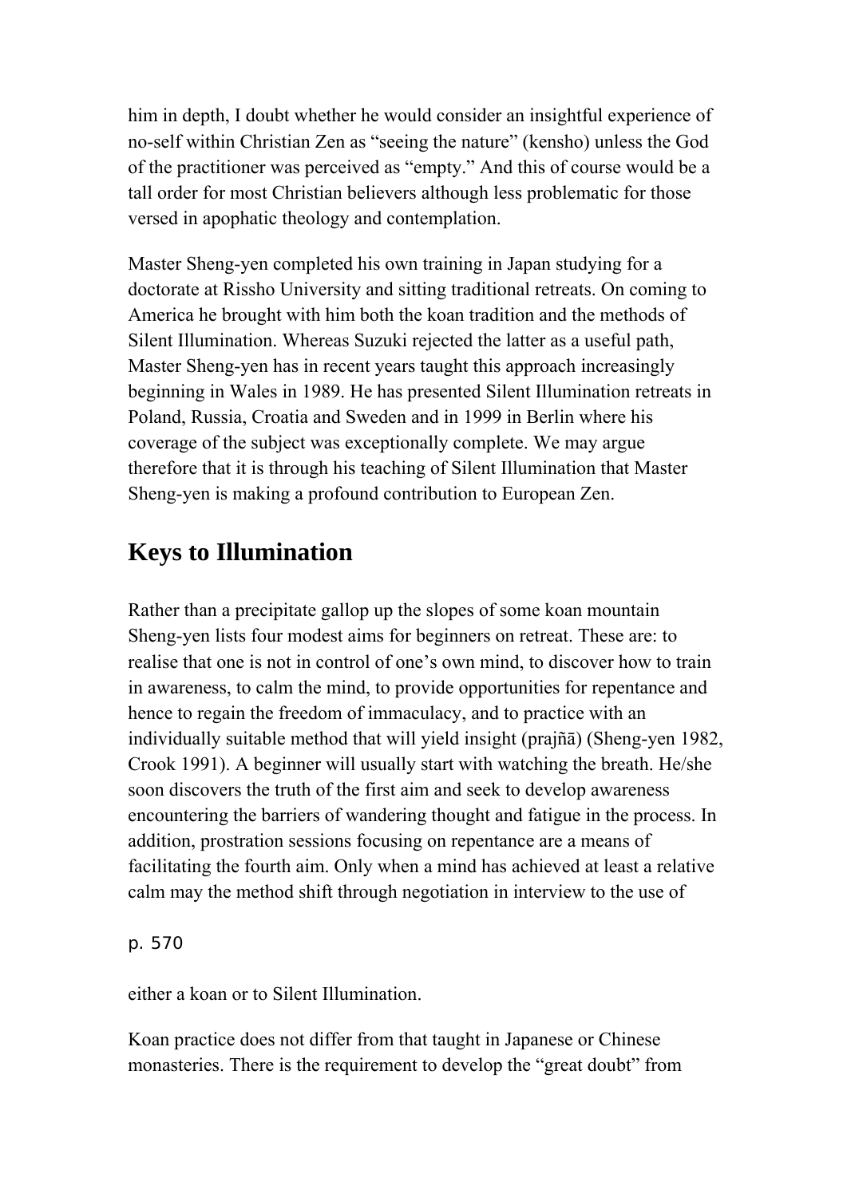him in depth, I doubt whether he would consider an insightful experience of no-self within Christian Zen as "seeing the nature" (kensho) unless the God of the practitioner was perceived as "empty." And this of course would be a tall order for most Christian believers although less problematic for those versed in apophatic theology and contemplation.

Master Sheng-yen completed his own training in Japan studying for a doctorate at Rissho University and sitting traditional retreats. On coming to America he brought with him both the koan tradition and the methods of Silent Illumination. Whereas Suzuki rejected the latter as a useful path, Master Sheng-yen has in recent years taught this approach increasingly beginning in Wales in 1989. He has presented Silent Illumination retreats in Poland, Russia, Croatia and Sweden and in 1999 in Berlin where his coverage of the subject was exceptionally complete. We may argue therefore that it is through his teaching of Silent Illumination that Master Sheng-yen is making a profound contribution to European Zen.

## Keys to Illumination

Rather than a precipitate gallop up the slopes of some koan mountain Sheng-yen lists four modest aims for beginners on retreat. These are: to realise that one is not in control of one's own mind, to discover how to train in awareness, to calm the mind, to provide opportunities for repentance and hence to regain the freedom of immaculacy, and to practice with an individually suitable method that will yield insight (prajñā) (Sheng-yen 1982, Crook 1991). A beginner will usually start with watching the breath. He/she soon discovers the truth of the first aim and seek to develop awareness encountering the barriers of wandering thought and fatigue in the process. In addition, prostration sessions focusing on repentance are a means of facilitating the fourth aim. Only when a mind has achieved at least a relative calm may the method shift through negotiation in interview to the use of

either a koan or to Silent Illumination.

Koan practice does not differ from that taught in Japanese or Chinese monasteries. There is the requirement to develop the "great doubt" from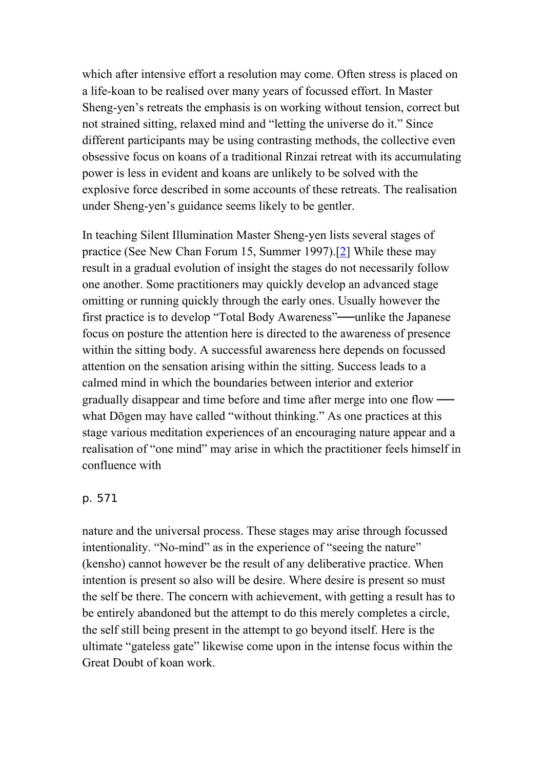which after intensive effort a resolution may come. Often stress is placed on a life-koan to be realised over many years of focussed effort. In Master Sheng-yen's retreats the emphasis is on working without tension, correct but not strained sitting, relaxed mind and "letting the universe do it." Since different participants may be using contrasting methods, the collective even obsessive focus on koans of a traditional Rinzai retreat with its accumulating power is less in evident and koans are unlikely to be solved with the explosive force described in some accounts of these retreats. The realisation under Sheng-yen's guidance seems likely to be gentler.

In teaching Silent Illumination Master Sheng-yen lists several stages of practice (See New Chan Forum 15, Summer 1997).[2] While these may result in a gradual evolution of insight the stages do not necessarily follow one another. Some practitioners may quickly develop an advanced stage omitting or running quickly through the early ones. Usually however the first practice is to develop "Total Body Awareness"──unlike the Japanese focus on posture the attention here is directed to the awareness of presence within the sitting body. A successful awareness here depends on focussed attention on the sensation arising within the sitting. Success leads to a calmed mind in which the boundaries between interior and exterior gradually disappear and time before and time after merge into one flow ── what Dōgen may have called "without thinking." As one practices at this stage various meditation experiences of an encouraging nature appear and a realisation of "one mind" may arise in which the practitioner feels himself in confluence with

p. 571

nature and the universal process. These stages may arise through focussed intentionality. "No-mind" as in the experience of "seeing the nature" (kensho) cannot however be the result of any deliberative practice. When intention is present so also will be desire. Where desire is present so must the self be there. The concern with achievement, with getting a result has to be entirely abandoned but the attempt to do this merely completes a circle, the self still being present in the attempt to go beyond itself. Here is the ultimate "gateless gate" likewise come upon in the intense focus within the Great Doubt of koan work.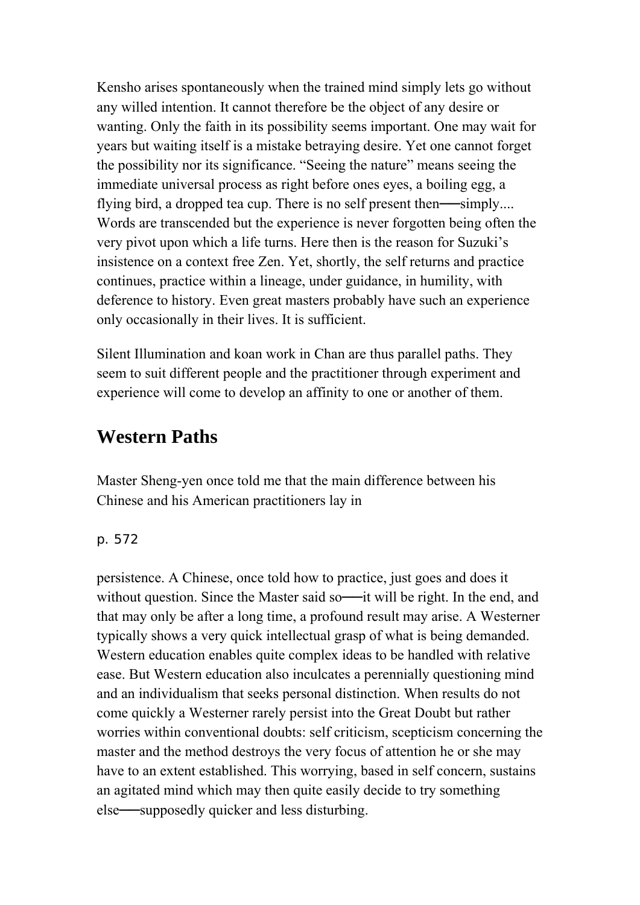Kensho arises spontaneously when the trained mind simply lets go without any willed intention. It cannot therefore be the object of any desire or wanting. Only the faith in its possibility seems important. One may wait for years but waiting itself is a mistake betraying desire. Yet one cannot forget the possibility nor its significance. "Seeing the nature" means seeing the immediate universal process as right before ones eyes, a boiling egg, a flying bird, a dropped tea cup. There is no self present then──simply.... Words are transcended but the experience is never forgotten being often the very pivot upon which a life turns. Here then is the reason for Suzuki's insistence on a context free Zen. Yet, shortly, the self returns and practice continues, practice within a lineage, under guidance, in humility, with deference to history. Even great masters probably have such an experience only occasionally in their lives. It is sufficient.

Silent Illumination and koan work in Chan are thus parallel paths. They seem to suit different people and the practitioner through experiment and experience will come to develop an affinity to one or another of them.

## Western Paths

Master Sheng-yen once told me that the main difference between his Chinese and his American practitioners lay in persistence. A Chinese, once told how to practice, just goes and does it without question. Since the Master said so──it will be right. In the end, and that may only be after a long time, a profound result may arise. A Westerner typically shows a very quick intellectual grasp of what is being demanded. Western education enables quite complex ideas to be handled with relative ease. But Western education also inculcates a perennially questioning mind and an individualism that seeks personal distinction. When results do not come quickly a Westerner rarely persist into the Great Doubt but rather worries within conventional doubts: self criticism, scepticism concerning the master and the method destroys the very focus of attention he or she may have to an extent established. This worrying, based in self concern, sustains an agitated mind which may then quite easily decide to try something else──supposedly quicker and less disturbing.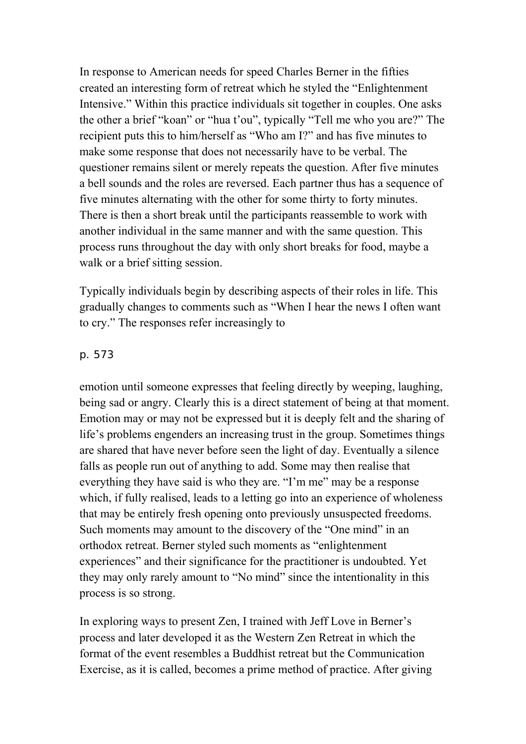In response to American needs for speed Charles Berner in the fifties created an interesting form of retreat which he styled the "Enlightenment Intensive." Within this practice individuals sit together in couples. One asks the other a brief "koan" or "hua t'ou", typically "Tell me who you are?" The recipient puts this to him/herself as "Who am I?" and has five minutes to make some response that does not necessarily have to be verbal. The questioner remains silent or merely repeats the question. After five minutes a bell sounds and the roles are reversed. Each partner thus has a sequence of five minutes alternating with the other for some thirty to forty minutes. There is then a short break until the participants reassemble to work with another individual in the same manner and with the same question. This process runs throughout the day with only short breaks for food, maybe a walk or a brief sitting session.

Typically individuals begin by describing aspects of their roles in life. This gradually changes to comments such as "When I hear the news I often want to cry." The responses refer increasingly to emotion until someone expresses that feeling directly by weeping, laughing, being sad or angry. Clearly this is a direct statement of being at that moment. Emotion may or may not be expressed but it is deeply felt and the sharing of life's problems engenders an increasing trust in the group. Sometimes things are shared that have never before seen the light of day. Eventually a silence falls as people run out of anything to add. Some may then realise that everything they have said is who they are. "I'm me" may be a response which, if fully realised, leads to a letting go into an experience of wholeness that may be entirely fresh opening onto previously unsuspected freedoms. Such moments may amount to the discovery of the "One mind" in an orthodox retreat. Berner styled such moments as "enlightenment experiences" and their significance for the practitioner is undoubted. Yet they may only rarely amount to "No mind" since the intentionality in this process is so strong.

In exploring ways to present Zen, I trained with Jeff Love in Berner's process and later developed it as the Western Zen Retreat in which the format of the event resembles a Buddhist retreat but the Communication Exercise, as it is called, becomes a prime method of practice. After giving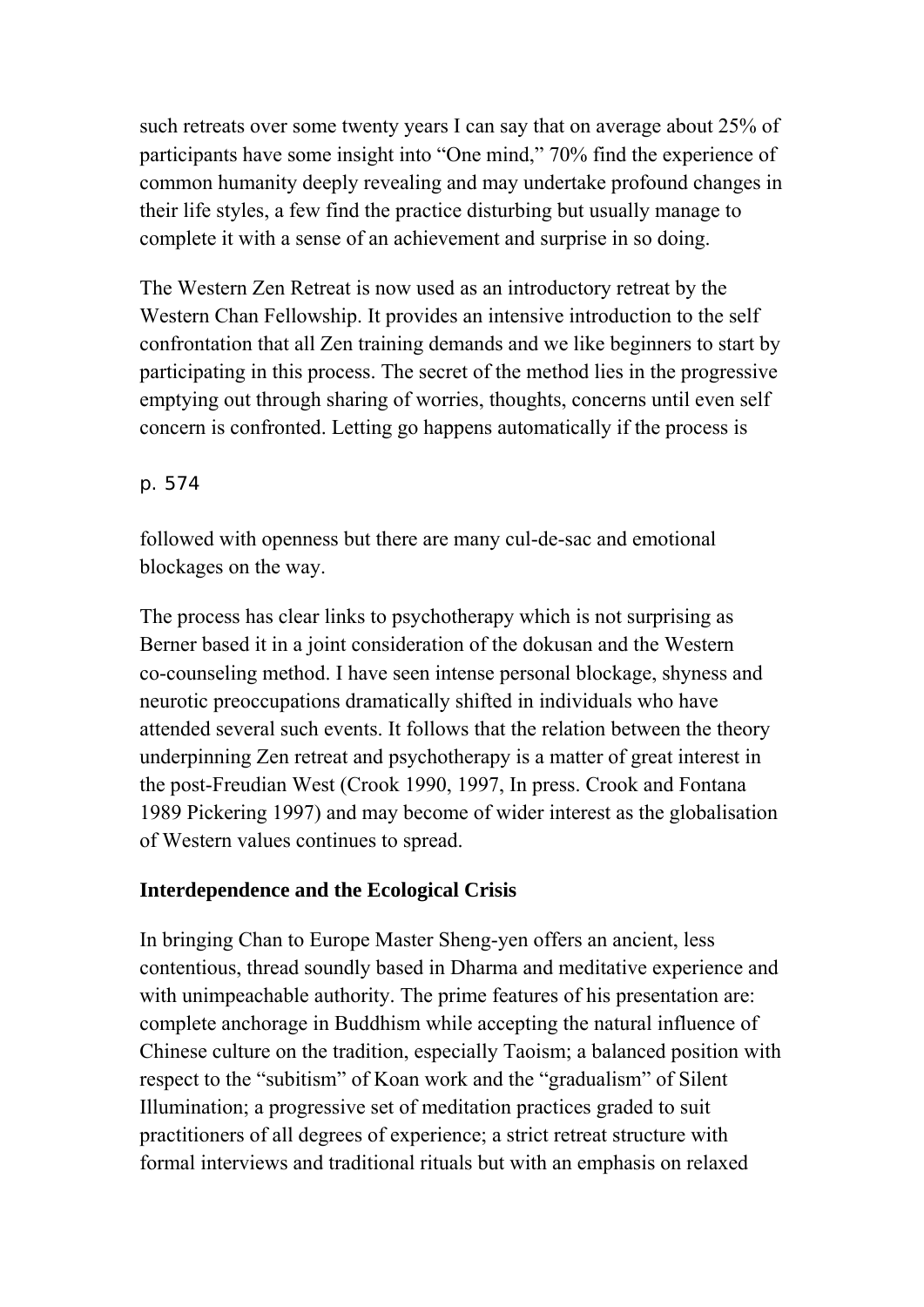such retreats over some twenty years I can say that on average about 25% of participants have some insight into "One mind," 70% find the experience of common humanity deeply revealing and may undertake profound changes in their life styles, a few find the practice disturbing but usually manage to complete it with a sense of an achievement and surprise in so doing.

The Western Zen Retreat is now used as an introductory retreat by the Western Chan Fellowship. It provides an intensive introduction to the self confrontation that all Zen training demands and we like beginners to start by participating in this process. The secret of the method lies in the progressive emptying out through sharing of worries, thoughts, concerns until even self concern is confronted. Letting go happens automatically if the process is

p. 574

followed with openness but there are many cul-de-sac and emotional blockages on the way.

The process has clear links to psychotherapy which is not surprising as Berner based it in a joint consideration of the dokusan and the Western co-counseling method. I have seen intense personal blockage, shyness and neurotic preoccupations dramatically shifted in individuals who have attended several such events. It follows that the relation between the theory underpinning Zen retreat and psychotherapy is a matter of great interest in the post-Freudian West (Crook 1990, 1997, In press. Crook and Fontana 1989 Pickering 1997) and may become of wider interest as the globalisation of Western values continues to spread.

### Interdependence and the Ecological Crisis

In bringing Chan to Europe Master Sheng-yen offers an ancient, less contentious, thread soundly based in Dharma and meditative experience and with unimpeachable authority. The prime features of his presentation are: complete anchorage in Buddhism while accepting the natural influence of Chinese culture on the tradition, especially Taoism; a balanced position with respect to the "subitism" of Koan work and the "gradualism" of Silent Illumination; a progressive set of meditation practices graded to suit practitioners of all degrees of experience; a strict retreat structure with formal interviews and traditional rituals but with an emphasis on relaxed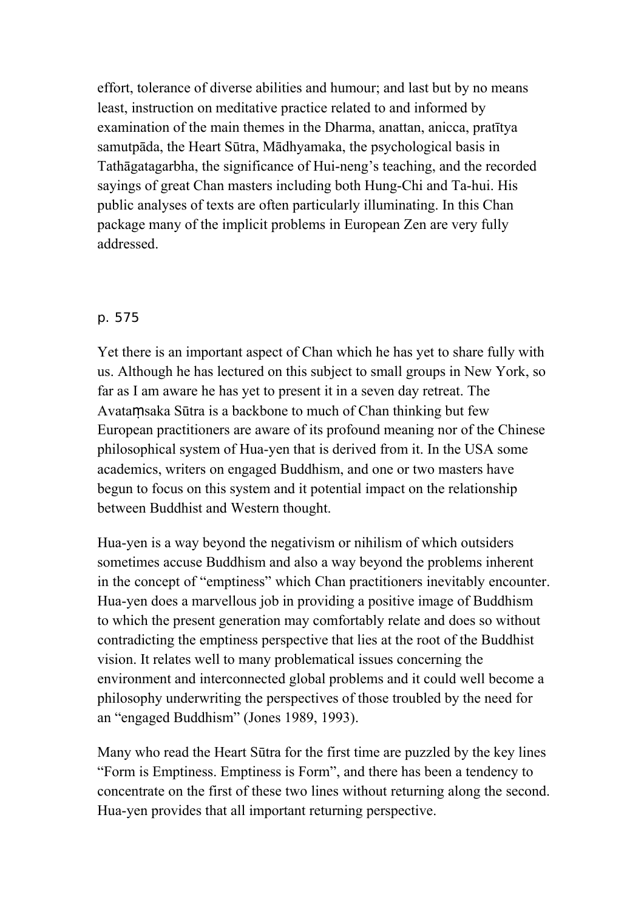effort, tolerance of diverse abilities and humour; and last but by no means least, instruction on meditative practice related to and informed by examination of the main themes in the Dharma, anattan, anicca, pratītya samutpāda, the Heart Sūtra, Mādhyamaka, the psychological basis in Tathāgatagarbha, the significance of Hui-neng's teaching, and the recorded sayings of great Chan masters including both Hung-Chi and Ta-hui. His public analyses of texts are often particularly illuminating. In this Chan package many of the implicit problems in European Zen are very fully addressed.

p. 575

Yet there is an important aspect of Chan which he has yet to share fully with us. Although he has lectured on this subject to small groups in New York, so far as I am aware he has yet to present it in a seven day retreat. The Avataṃsaka Sūtra is a backbone to much of Chan thinking but few European practitioners are aware of its profound meaning nor of the Chinese philosophical system of Hua-yen that is derived from it. In the USA some academics, writers on engaged Buddhism, and one or two masters have begun to focus on this system and it potential impact on the relationship between Buddhist and Western thought.

Hua-yen is a way beyond the negativism or nihilism of which outsiders sometimes accuse Buddhism and also a way beyond the problems inherent in the concept of "emptiness" which Chan practitioners inevitably encounter. Hua-yen does a marvellous job in providing a positive image of Buddhism to which the present generation may comfortably relate and does so without contradicting the emptiness perspective that lies at the root of the Buddhist vision. It relates well to many problematical issues concerning the environment and interconnected global problems and it could well become a philosophy underwriting the perspectives of those troubled by the need for an "engaged Buddhism" (Jones 1989, 1993).

Many who read the Heart Sūtra for the first time are puzzled by the key lines "Form is Emptiness. Emptiness is Form", and there has been a tendency to concentrate on the first of these two lines without returning along the second. Hua-yen provides that all important returning perspective.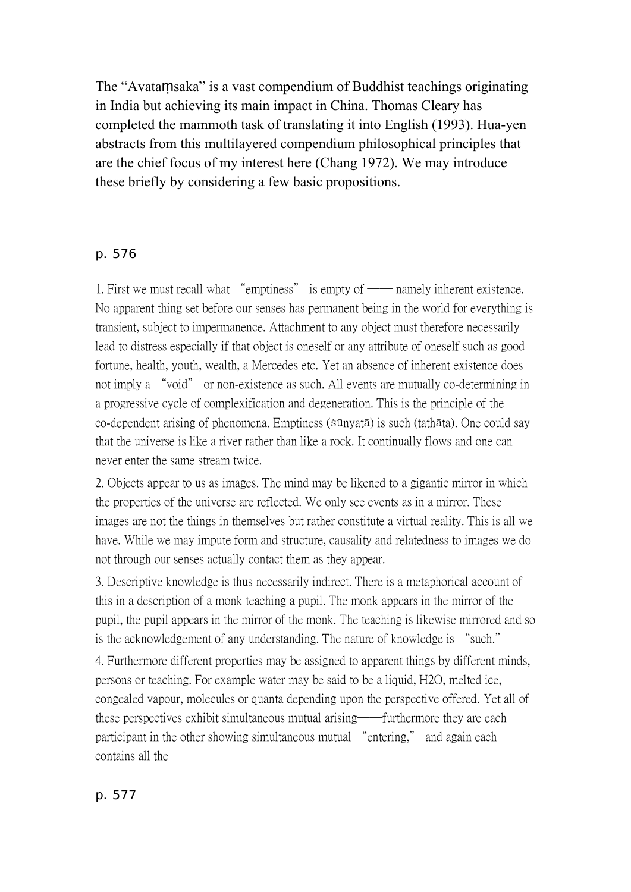The "Avataṃsaka" is a vast compendium of Buddhist teachings originating in India but achieving its main impact in China. Thomas Cleary has completed the mammoth task of translating it into English (1993). Hua-yen abstracts from this multilayered compendium philosophical principles that are the chief focus of my interest here (Chang 1972). We may introduce these briefly by considering a few basic propositions.

p. 576

1. First we must recall what "emptiness" is empty of —— namely inherent existence. No apparent thing set before our senses has permanent being in the world for everything is transient, subject to impermanence. Attachment to any object must therefore necessarily lead to distress especially if that object is oneself or any attribute of oneself such as good fortune, health, youth, wealth, a Mercedes etc. Yet an absence of inherent existence does not imply a "void" or non-existence as such. All events are mutually co-determining in a progressive cycle of complexification and degeneration. This is the principle of the co-dependent arising of phenomena. Emptiness (śūnyatā) is such (tathāta). One could say that the universe is like a river rather than like a rock. It continually flows and one can never enter the same stream twice.

2. Objects appear to us as images. The mind may be likened to a gigantic mirror in which the properties of the universe are reflected. We only see events as in a mirror. These images are not the things in themselves but rather constitute a virtual reality. This is all we have. While we may impute form and structure, causality and relatedness to images we do not through our senses actually contact them as they appear.

3. Descriptive knowledge is thus necessarily indirect. There is a metaphorical account of this in a description of a monk teaching a pupil. The monk appears in the mirror of the pupil, the pupil appears in the mirror of the monk. The teaching is likewise mirrored and so is the acknowledgement of any understanding. The nature of knowledge is "such."

4. Furthermore different properties may be assigned to apparent things by different minds, persons or teaching. For example water may be said to be a liquid, $H_2O$, melted ice, congealed vapour, molecules or quanta depending upon the perspective offered. Yet all of these perspectives exhibit simultaneous mutual arising——furthermore they are each participant in the other showing simultaneous mutual "entering," and again each contains all the

p. 577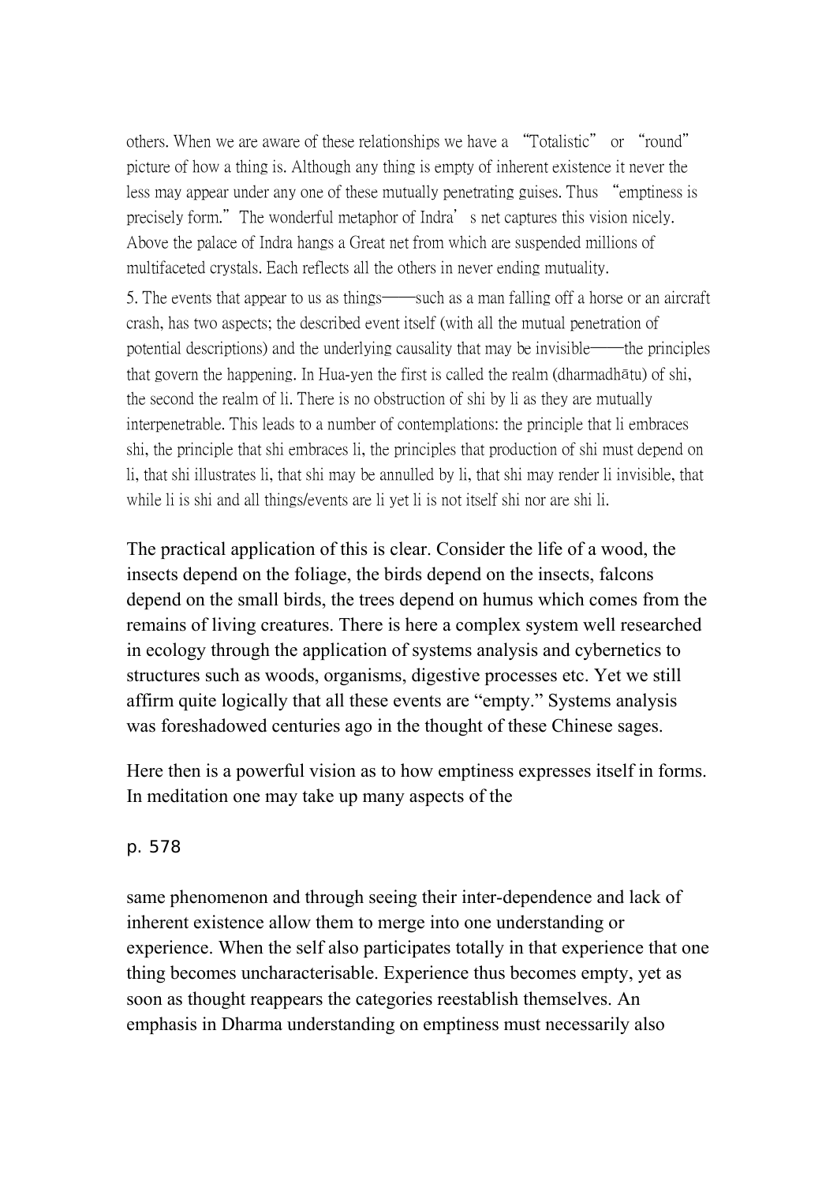others. When we are aware of these relationships we have a "Totalistic" or "round" picture of how a thing is. Although any thing is empty of inherent existence it never the less may appear under any one of these mutually penetrating guises. Thus "emptiness is precisely form." The wonderful metaphor of Indra's net captures this vision nicely. Above the palace of Indra hangs a Great net from which are suspended millions of multifaceted crystals. Each reflects all the others in never ending mutuality.

5. The events that appear to us as things——such as a man falling off a horse or an aircraft crash, has two aspects; the described event itself (with all the mutual penetration of potential descriptions) and the underlying causality that may be invisible——the principles that govern the happening. In Hua-yen the first is called the realm (dharmadhātu) of shi, the second the realm of li. There is no obstruction of shi by li as they are mutually interpenetrable. This leads to a number of contemplations: the principle that li embraces shi, the principle that shi embraces li, the principles that production of shi must depend on li, that shi illustrates li, that shi may be annulled by li, that shi may render li invisible, that while li is shi and all things/events are li yet li is not itself shi nor are shi li.

The practical application of this is clear. Consider the life of a wood, the insects depend on the foliage, the birds depend on the insects, falcons depend on the small birds, the trees depend on humus which comes from the remains of living creatures. There is here a complex system well researched in ecology through the application of systems analysis and cybernetics to structures such as woods, organisms, digestive processes etc. Yet we still affirm quite logically that all these events are "empty." Systems analysis was foreshadowed centuries ago in the thought of these Chinese sages.

Here then is a powerful vision as to how emptiness expresses itself in forms. In meditation one may take up many aspects of the

p. 578

same phenomenon and through seeing their inter-dependence and lack of inherent existence allow them to merge into one understanding or experience. When the self also participates totally in that experience that one thing becomes uncharacterisable. Experience thus becomes empty, yet as soon as thought reappears the categories reestablish themselves. An emphasis in Dharma understanding on emptiness must necessarily also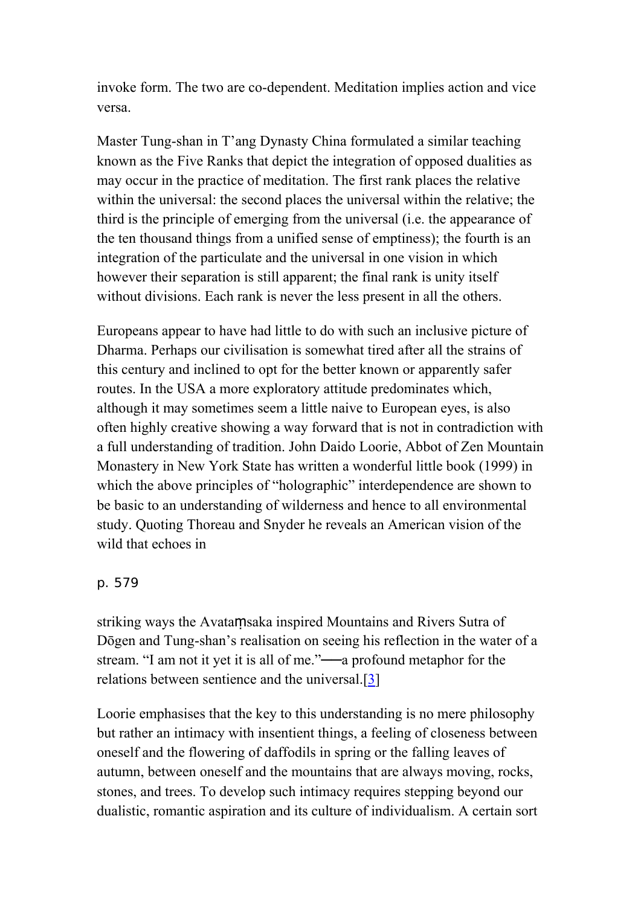invoke form. The two are co-dependent. Meditation implies action and vice versa.

Master Tung-shan in T'ang Dynasty China formulated a similar teaching known as the Five Ranks that depict the integration of opposed dualities as may occur in the practice of meditation. The first rank places the relative within the universal: the second places the universal within the relative; the third is the principle of emerging from the universal (i.e. the appearance of the ten thousand things from a unified sense of emptiness); the fourth is an integration of the particulate and the universal in one vision in which however their separation is still apparent; the final rank is unity itself without divisions. Each rank is never the less present in all the others.

Europeans appear to have had little to do with such an inclusive picture of Dharma. Perhaps our civilisation is somewhat tired after all the strains of this century and inclined to opt for the better known or apparently safer routes. In the USA a more exploratory attitude predominates which, although it may sometimes seem a little naive to European eyes, is also often highly creative showing a way forward that is not in contradiction with a full understanding of tradition. John Daido Loorie, Abbot of Zen Mountain Monastery in New York State has written a wonderful little book (1999) in which the above principles of "holographic" interdependence are shown to be basic to an understanding of wilderness and hence to all environmental study. Quoting Thoreau and Snyder he reveals an American vision of the wild that echoes in

p. 579

striking ways the Avataṃsaka inspired Mountains and Rivers Sutra of Dōgen and Tung-shan's realisation on seeing his reflection in the water of a stream. "I am not it yet it is all of me."──a profound metaphor for the relations between sentience and the universal.[3]

Loorie emphasises that the key to this understanding is no mere philosophy but rather an intimacy with insentient things, a feeling of closeness between oneself and the flowering of daffodils in spring or the falling leaves of autumn, between oneself and the mountains that are always moving, rocks, stones, and trees. To develop such intimacy requires stepping beyond our dualistic, romantic aspiration and its culture of individualism. A certain sort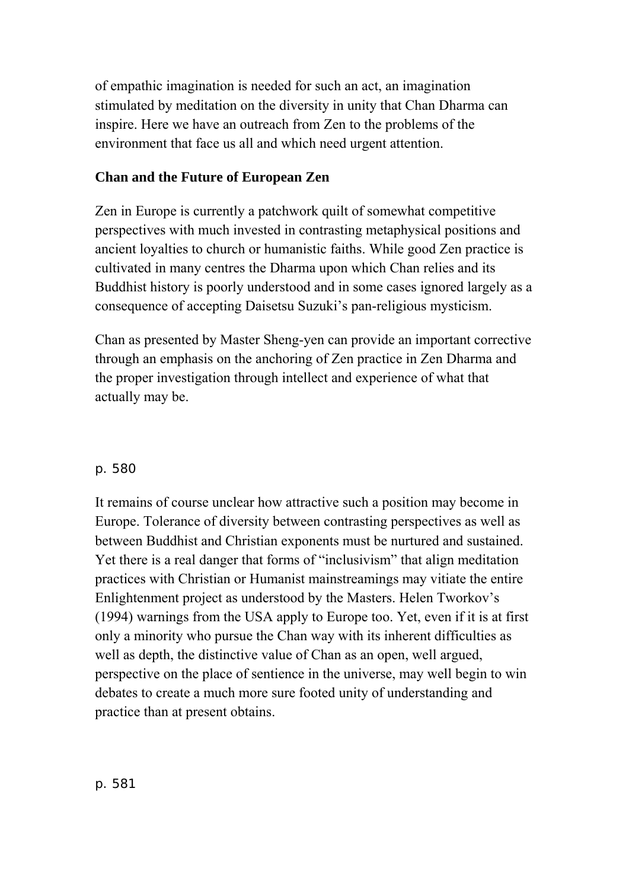of empathic imagination is needed for such an act, an imagination stimulated by meditation on the diversity in unity that Chan Dharma can inspire. Here we have an outreach from Zen to the problems of the environment that face us all and which need urgent attention.

## Chan and the Future of European Zen

Zen in Europe is currently a patchwork quilt of somewhat competitive perspectives with much invested in contrasting metaphysical positions and ancient loyalties to church or humanistic faiths. While good Zen practice is cultivated in many centres the Dharma upon which Chan relies and its Buddhist history is poorly understood and in some cases ignored largely as a consequence of accepting Daisetsu Suzuki's pan-religious mysticism.

Chan as presented by Master Sheng-yen can provide an important corrective through an emphasis on the anchoring of Zen practice in Zen Dharma and the proper investigation through intellect and experience of what that actually may be.

p. 580

It remains of course unclear how attractive such a position may become in Europe. Tolerance of diversity between contrasting perspectives as well as between Buddhist and Christian exponents must be nurtured and sustained. Yet there is a real danger that forms of "inclusivism" that align meditation practices with Christian or Humanist mainstreamings may vitiate the entire Enlightenment project as understood by the Masters. Helen Tworkov's (1994) warnings from the USA apply to Europe too. Yet, even if it is at first only a minority who pursue the Chan way with its inherent difficulties as well as depth, the distinctive value of Chan as an open, well argued, perspective on the place of sentience in the universe, may well begin to win debates to create a much more sure footed unity of understanding and practice than at present obtains.

p. 581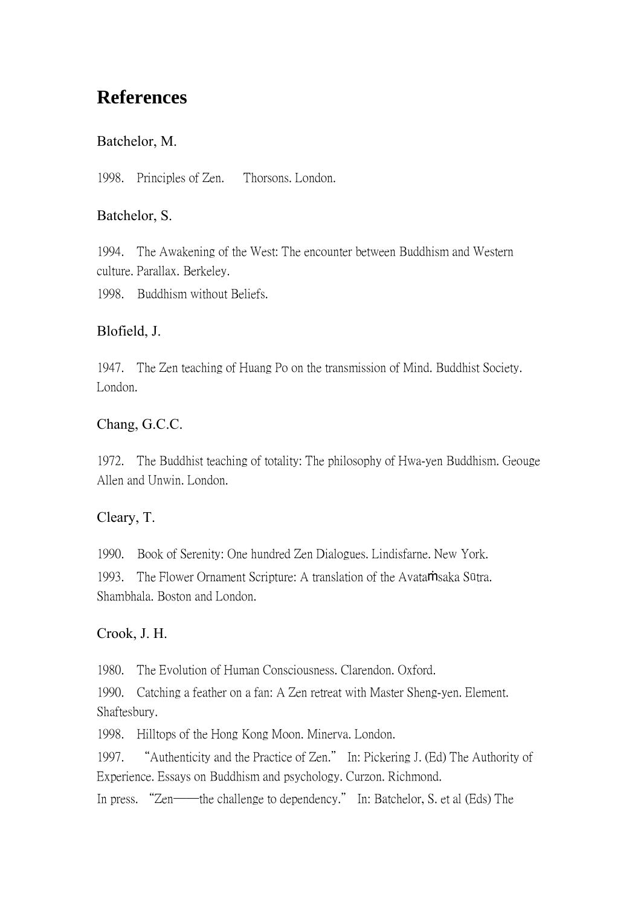# References

## Batchelor, M.

1998. Principles of Zen. Thorsons. London.

## Batchelor, S.

1994. The Awakening of the West: The encounter between Buddhism and Western culture. Parallax. Berkeley.

1998. Buddhism without Beliefs.

## Blofield, J.

1947. The Zen teaching of Huang Po on the transmission of Mind. Buddhist Society. London.

## Chang, G.C.C.

1972. The Buddhist teaching of totality: The philosophy of Hwa-yen Buddhism. Geouge Allen and Unwin. London.

## Cleary, T.

1990. Book of Serenity: One hundred Zen Dialogues. Lindisfarne. New York.

1993. The Flower Ornament Scripture: A translation of the Avataṁsaka Sūtra. Shambhala. Boston and London.

## Crook, J. H.

1980. The Evolution of Human Consciousness. Clarendon. Oxford.

1990. Catching a feather on a fan: A Zen retreat with Master Sheng-yen. Element. Shaftesbury.

1998. Hilltops of the Hong Kong Moon. Minerva. London.

1997. "Authenticity and the Practice of Zen." In: Pickering J. (Ed) The Authority of Experience. Essays on Buddhism and psychology. Curzon. Richmond.

In press. "Zen——the challenge to dependency." In: Batchelor, S. et al (Eds) The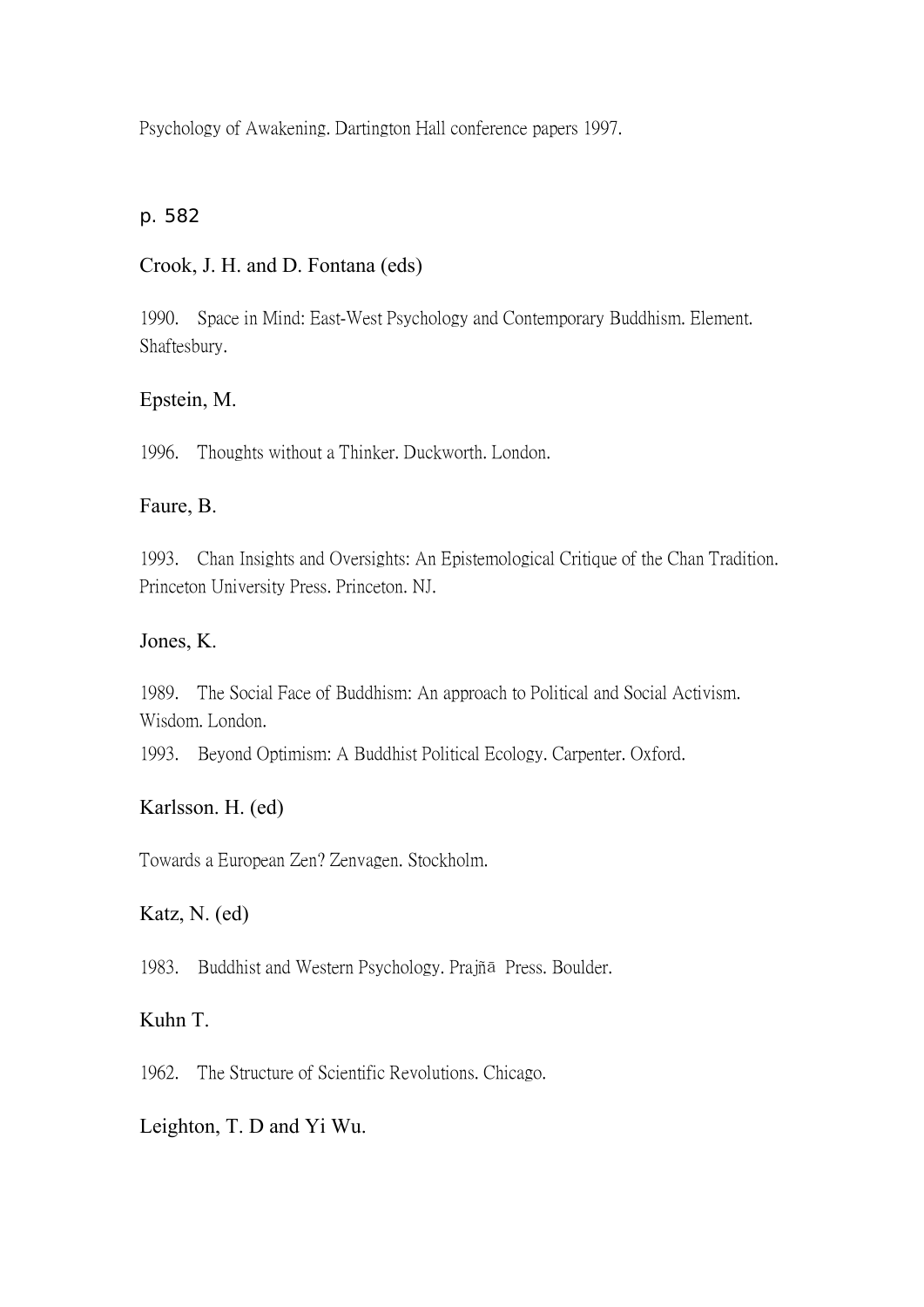Psychology of Awakening. Dartington Hall conference papers 1997.

p. 582

Crook, J. H. and D. Fontana (eds)

1990. Space in Mind: East-West Psychology and Contemporary Buddhism. Element. Shaftesbury.

Epstein, M.

1996. Thoughts without a Thinker. Duckworth. London.

Faure, B.

1993. Chan Insights and Oversights: An Epistemological Critique of the Chan Tradition. Princeton University Press. Princeton. NJ.

Jones, K.

1989. The Social Face of Buddhism: An approach to Political and Social Activism. Wisdom. London.

1993. Beyond Optimism: A Buddhist Political Ecology. Carpenter. Oxford.

Karlsson. H. (ed)

Towards a European Zen? Zenvagen. Stockholm.

Katz, N. (ed)

1983. Buddhist and Western Psychology. Prajñā Press. Boulder.

Kuhn T.

1962. The Structure of Scientific Revolutions. Chicago.

Leighton, T. D and Yi Wu.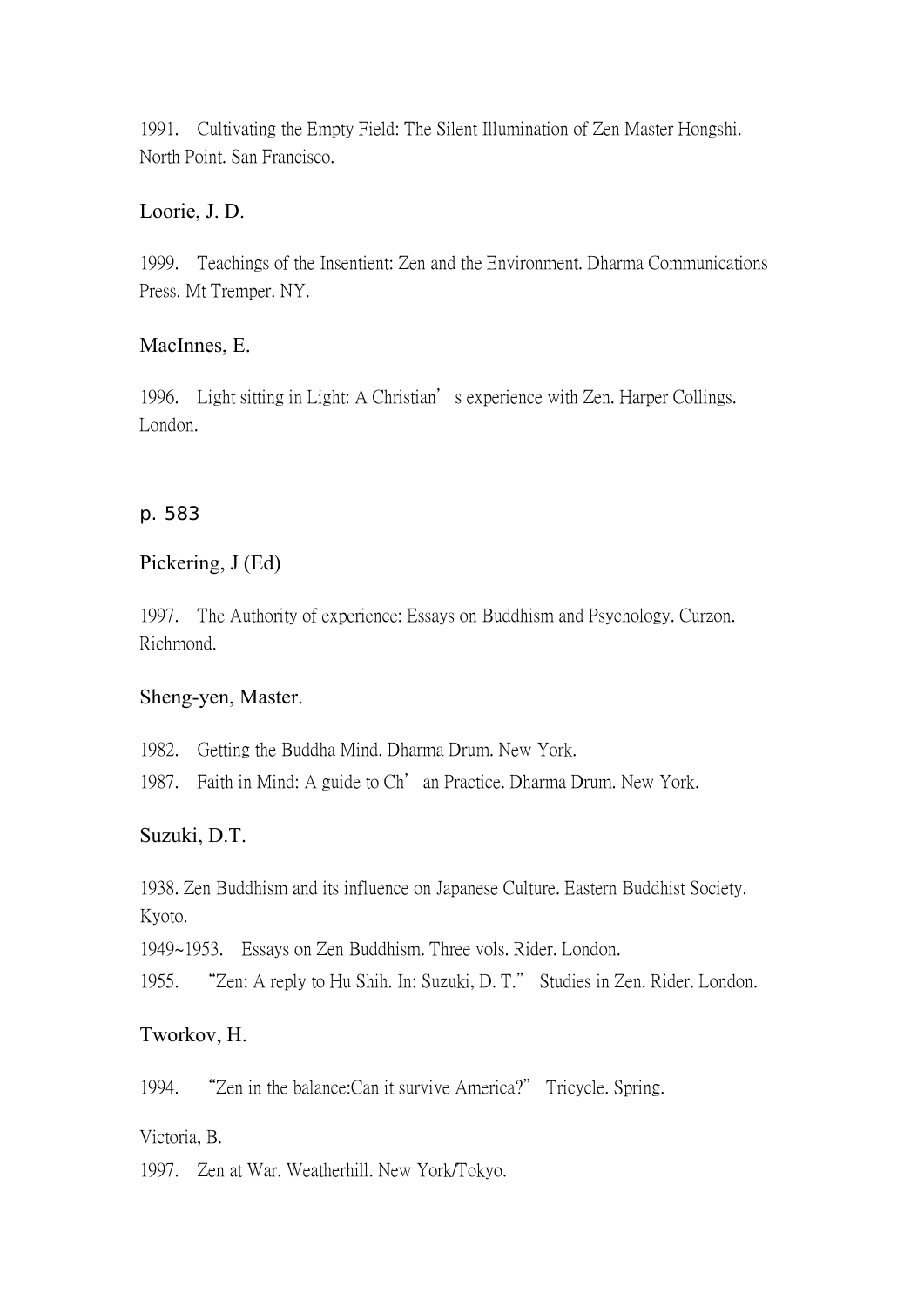1991. Cultivating the Empty Field: The Silent Illumination of Zen Master Hongshi. North Point. San Francisco.

Loorie, J. D.

1999. Teachings of the Insentient: Zen and the Environment. Dharma Communications Press. Mt Tremper. NY.

MacInnes, E.

1996. Light sitting in Light: A Christian' s experience with Zen. Harper Collings. London.

p. 583

Pickering, J (Ed)

1997. The Authority of experience: Essays on Buddhism and Psychology. Curzon. Richmond.

Sheng-yen, Master.

1982. Getting the Buddha Mind. Dharma Drum. New York.
1987. Faith in Mind: A guide to Ch' an Practice. Dharma Drum. New York.

Suzuki, D.T.

1938. Zen Buddhism and its influence on Japanese Culture. Eastern Buddhist Society. Kyoto.
1949~1953. Essays on Zen Buddhism. Three vols. Rider. London.
1955. "Zen: A reply to Hu Shih. In: Suzuki, D. T." Studies in Zen. Rider. London.

Tworkov, H.

1994. "Zen in the balance:Can it survive America?" Tricycle. Spring.

Victoria, B.
1997. Zen at War. Weatherhill. New York/Tokyo.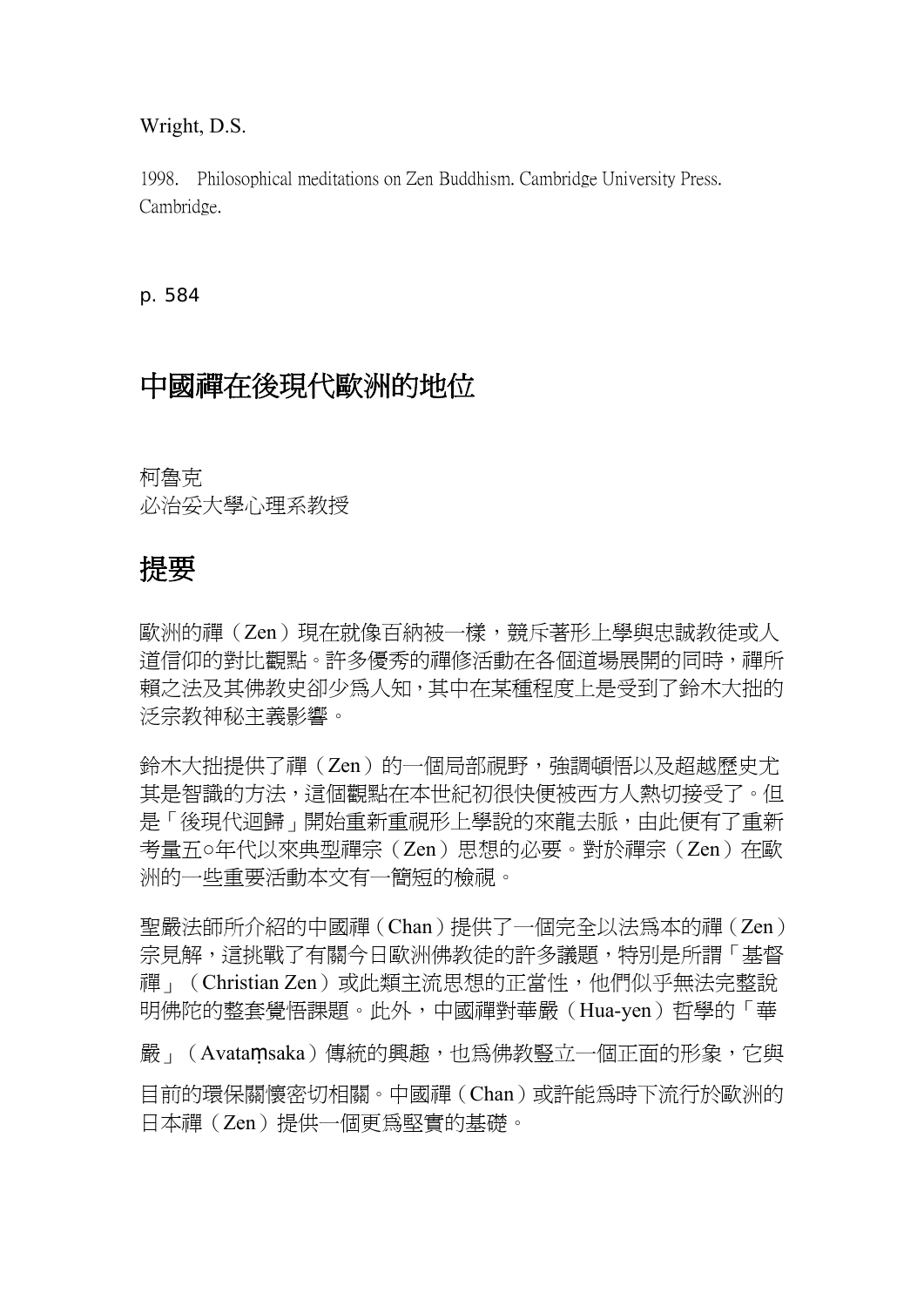Wright, D.S.

1998. Philosophical meditations on Zen Buddhism. Cambridge University Press. Cambridge.

p. 584

# 中國禪在後現代歐洲的地位

柯魯克
必治妥大學心理系教授

## 提要

歐洲的禪（Zen）現在就像百納被一樣，競斥著形上學與忠誠教徒或人道信仰的對比觀點。許多優秀的禪修活動在各個道場展開的同時，禪所賴之法及其佛教史卻少為人知，其中在某種程度上是受到了鈴木大拙的泛宗教神秘主義影響。

鈴木大拙提供了禪（Zen）的一個局部視野，強調頓悟以及超越歷史尤其是智識的方法，這個觀點在本世紀初很快便被西方人熱切接受了。但是「後現代迴歸」開始重新重視形上學說的來龍去脈，由此便有了重新考量五○年代以來典型禪宗（Zen）思想的必要。對於禪宗（Zen）在歐洲的一些重要活動本文有一簡短的檢視。

聖嚴法師所介紹的中國禪（Chan）提供了一個完全以法為本的禪（Zen）宗見解，這挑戰了有關今日歐洲佛教徒的許多議題，特別是所謂「基督禪」（Christian Zen）或此類主流思想的正當性，他們似乎無法完整說明佛陀的整套覺悟課題。此外，中國禪對華嚴（Hua-yen）哲學的「華嚴」（Avataṃsaka）傳統的興趣，也為佛教豎立一個正面的形象，它與目前的環保關懷密切相關。中國禪（Chan）或許能為時下流行於歐洲的日本禪（Zen）提供一個更為堅實的基礎。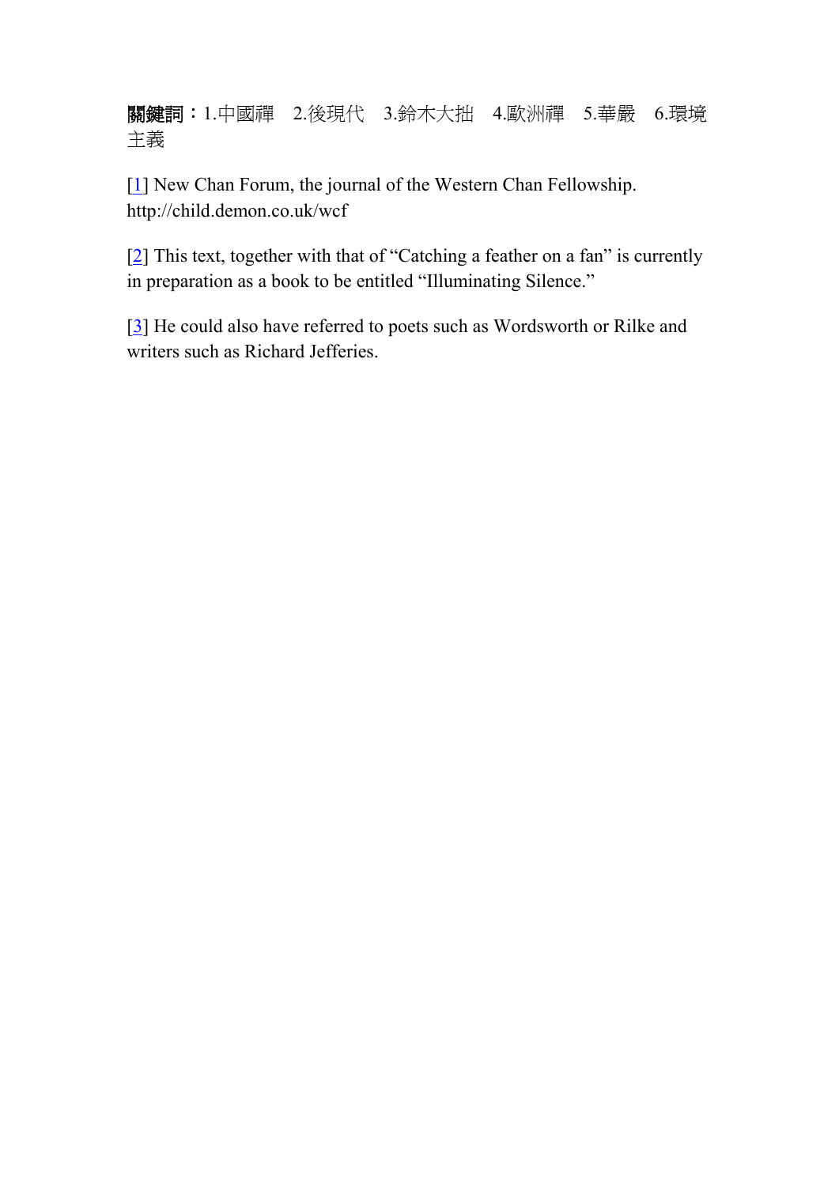**關鍵詞**：1.中國禪　2.後現代　3.鈴木大拙　4.歐洲禪　5.華嚴　6.環境主義

[1] New Chan Forum, the journal of the Western Chan Fellowship. http://child.demon.co.uk/wcf

[2] This text, together with that of "Catching a feather on a fan" is currently in preparation as a book to be entitled "Illuminating Silence."

[3] He could also have referred to poets such as Wordsworth or Rilke and writers such as Richard Jefferies.